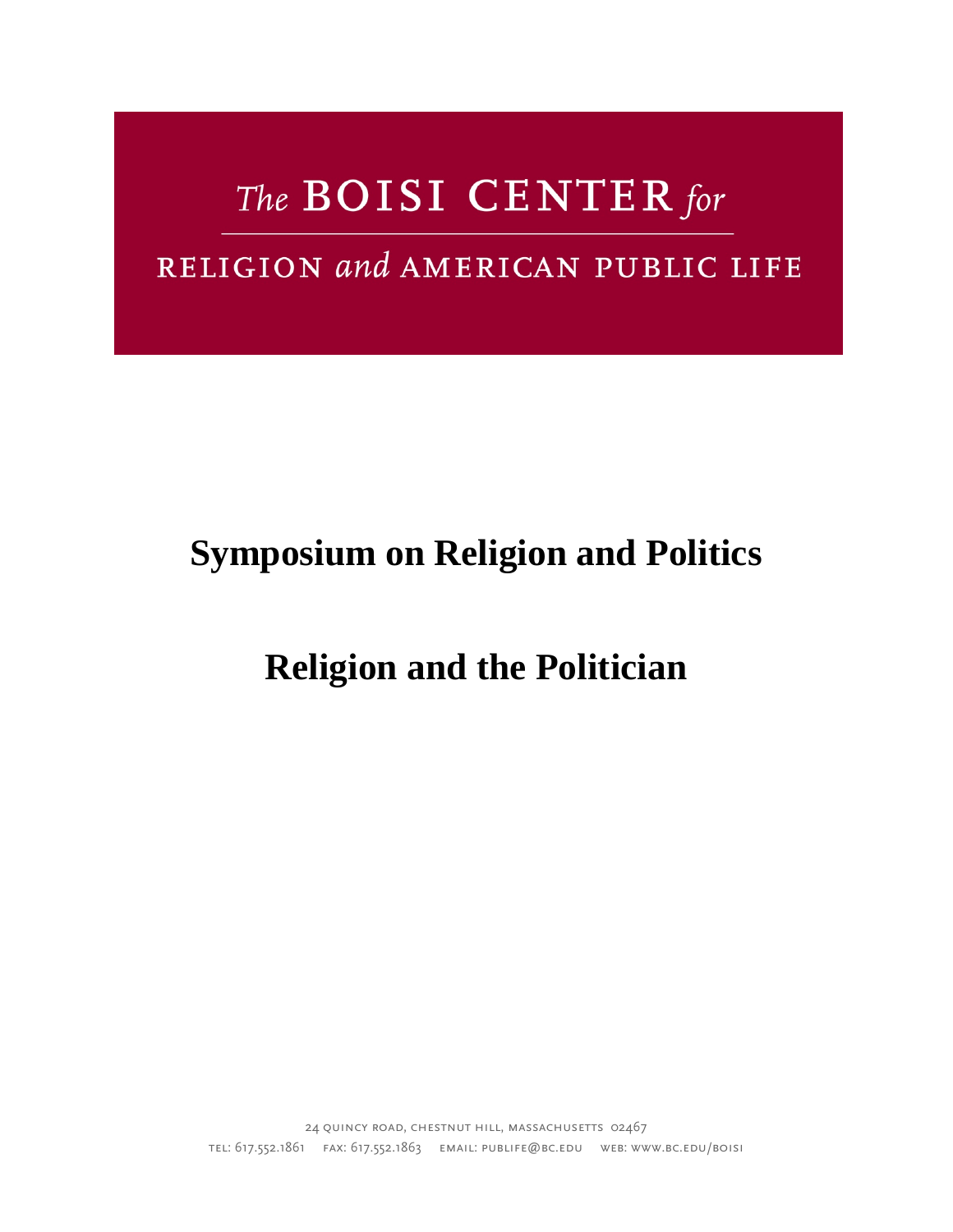The BOISI CENTER for

RELIGION and AMERICAN PUBLIC LIFE

# Symposium on Religion and Politics

# Religion and the Politician

24 QUINCY ROAD, CHESTNUT HILL, MASSACHUSETTS 02467
TEL: 617.552.1861 FAX: 617.552.1863 EMAIL: PUBLIFE@BC.EDU WEB: WWW.BC.EDU/BOISI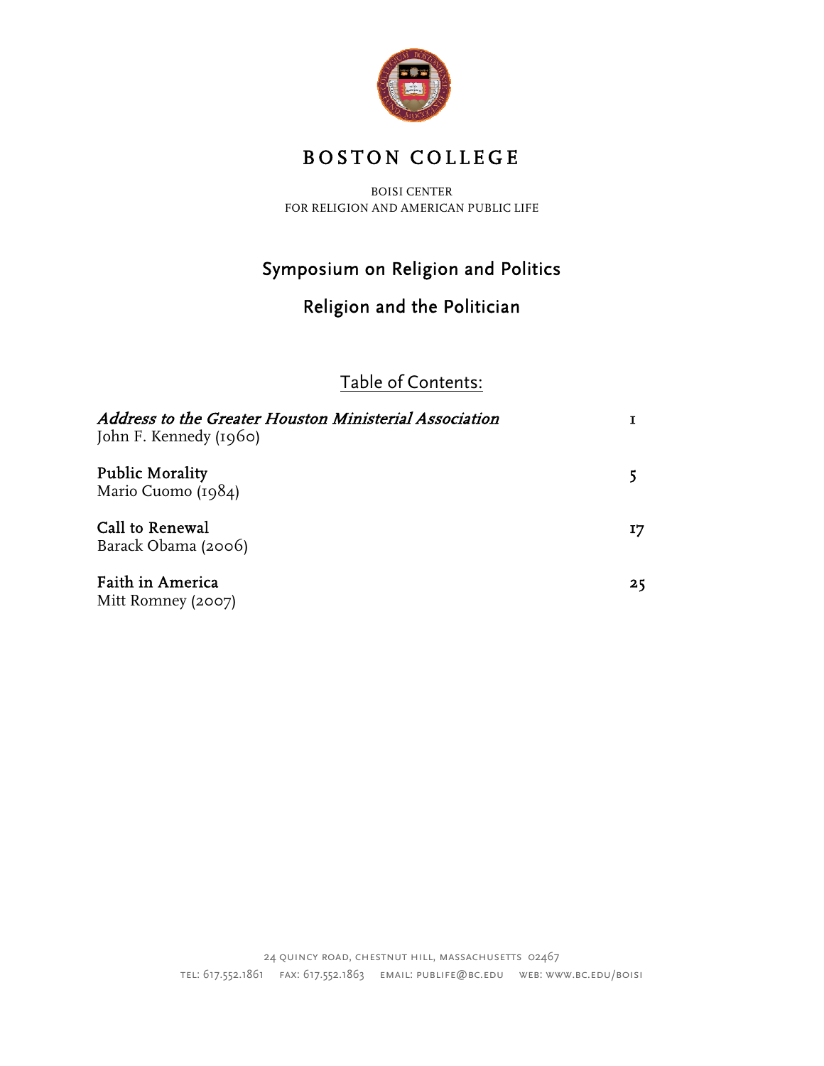# BOSTON COLLEGE

BOISI CENTER
FOR RELIGION AND AMERICAN PUBLIC LIFE

## Symposium on Religion and Politics

## Religion and the Politician

### Table of Contents:

| | |
|---|---|
| *Address to the Greater Houston Ministerial Association*<br>John F. Kennedy (1960) | 1 |
| **Public Morality**<br>Mario Cuomo (1984) | 5 |
| **Call to Renewal**<br>Barack Obama (2006) | 17 |
| **Faith in America**<br>Mitt Romney (2007) | 25 |

24 QUINCY ROAD, CHESTNUT HILL, MASSACHUSETTS 02467
TEL: 617.552.1861 FAX: 617.552.1863 EMAIL: PUBLIFE@BC.EDU WEB: WWW.BC.EDU/BOISI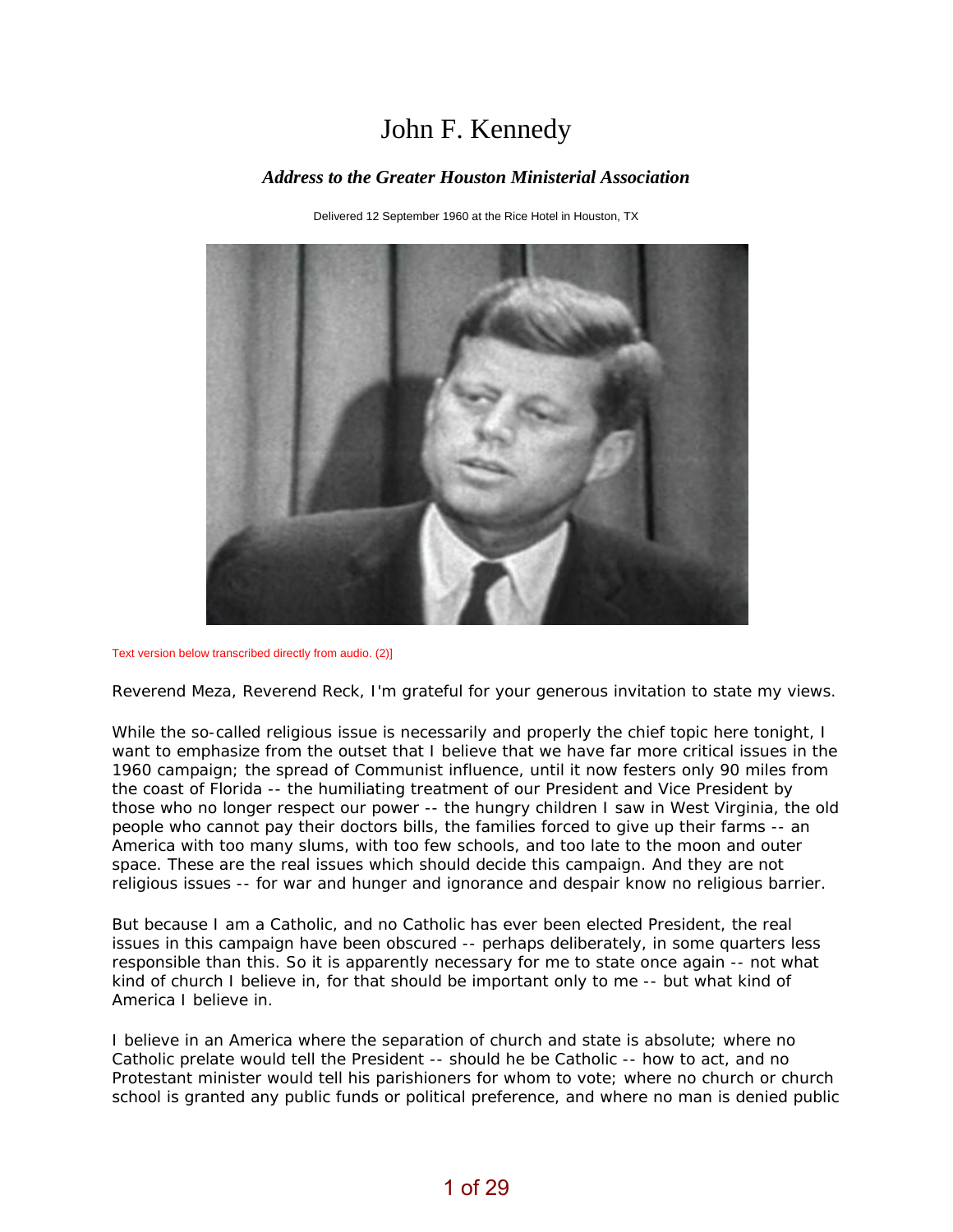# John F. Kennedy

### *Address to the Greater Houston Ministerial Association*

Delivered 12 September 1960 at the Rice Hotel in Houston, TX

Text version below transcribed directly from audio. (2)]

Reverend Meza, Reverend Reck, I'm grateful for your generous invitation to state my views.

While the so-called religious issue is necessarily and properly the chief topic here tonight, I want to emphasize from the outset that I believe that we have far more critical issues in the 1960 campaign; the spread of Communist influence, until it now festers only 90 miles from the coast of Florida -- the humiliating treatment of our President and Vice President by those who no longer respect our power -- the hungry children I saw in West Virginia, the old people who cannot pay their doctors bills, the families forced to give up their farms -- an America with too many slums, with too few schools, and too late to the moon and outer space. These are the real issues which should decide this campaign. And they are not religious issues -- for war and hunger and ignorance and despair know no religious barrier.

But because I am a Catholic, and no Catholic has ever been elected President, the real issues in this campaign have been obscured -- perhaps deliberately, in some quarters less responsible than this. So it is apparently necessary for me to state once again -- not what kind of church I believe in, for that should be important only to me -- but what kind of America I believe in.

I believe in an America where the separation of church and state is absolute; where no Catholic prelate would tell the President -- should he be Catholic -- how to act, and no Protestant minister would tell his parishioners for whom to vote; where no church or church school is granted any public funds or political preference, and where no man is denied public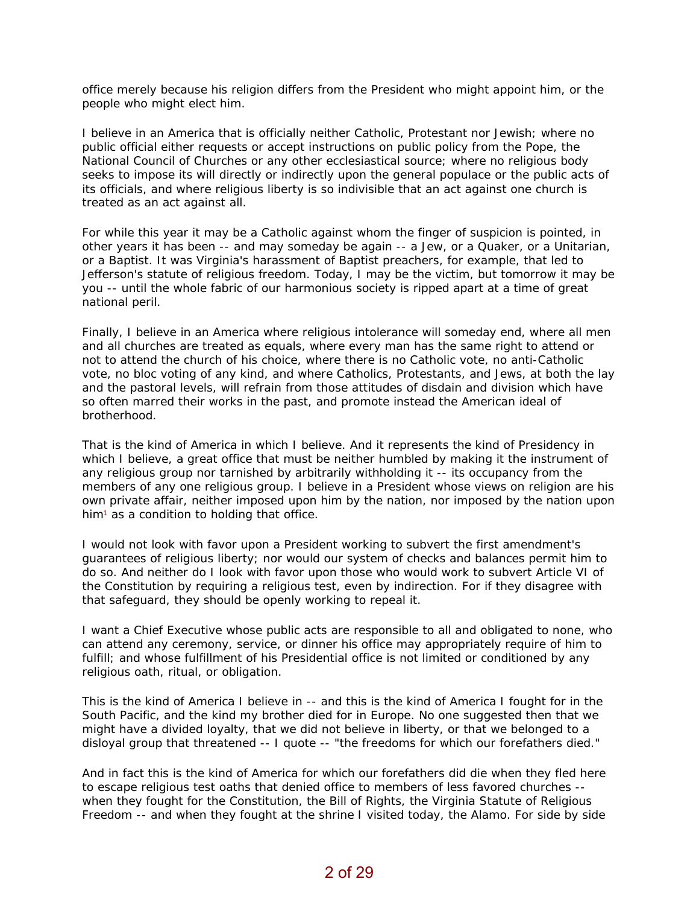office merely because his religion differs from the President who might appoint him, or the people who might elect him.

I believe in an America that is officially neither Catholic, Protestant nor Jewish; where no public official either requests or accept instructions on public policy from the Pope, the National Council of Churches or any other ecclesiastical source; where no religious body seeks to impose its will directly or indirectly upon the general populace or the public acts of its officials, and where religious liberty is so indivisible that an act against one church is treated as an act against all.

For while this year it may be a Catholic against whom the finger of suspicion is pointed, in other years it has been -- and may someday be again -- a Jew, or a Quaker, or a Unitarian, or a Baptist. It was Virginia's harassment of Baptist preachers, for example, that led to Jefferson's statute of religious freedom. Today, I may be the victim, but tomorrow it may be you -- until the whole fabric of our harmonious society is ripped apart at a time of great national peril.

Finally, I believe in an America where religious intolerance will someday end, where all men and all churches are treated as equals, where every man has the same right to attend or not to attend the church of his choice, where there is no Catholic vote, no anti-Catholic vote, no bloc voting of any kind, and where Catholics, Protestants, and Jews, at both the lay and the pastoral levels, will refrain from those attitudes of disdain and division which have so often marred their works in the past, and promote instead the American ideal of brotherhood.

That is the kind of America in which I believe. And it represents the kind of Presidency in which I believe, a great office that must be neither humbled by making it the instrument of any religious group nor tarnished by arbitrarily withholding it -- its occupancy from the members of any one religious group. I believe in a President whose views on religion are his own private affair, neither imposed upon him by the nation, nor imposed by the nation upon him[1] as a condition to holding that office.

I would not look with favor upon a President working to subvert the first amendment's guarantees of religious liberty; nor would our system of checks and balances permit him to do so. And neither do I look with favor upon those who would work to subvert Article VI of the Constitution by requiring a religious test, even by indirection. For if they disagree with that safeguard, they should be openly working to repeal it.

I want a Chief Executive whose public acts are responsible to all and obligated to none, who can attend any ceremony, service, or dinner his office may appropriately require of him to fulfill; and whose fulfillment of his Presidential office is not limited or conditioned by any religious oath, ritual, or obligation.

This is the kind of America I believe in -- and this is the kind of America I fought for in the South Pacific, and the kind my brother died for in Europe. No one suggested then that we might have a divided loyalty, that we did not believe in liberty, or that we belonged to a disloyal group that threatened -- I quote -- "the freedoms for which our forefathers died."

And in fact this is the kind of America for which our forefathers did die when they fled here to escape religious test oaths that denied office to members of less favored churches -- when they fought for the Constitution, the Bill of Rights, the Virginia Statute of Religious Freedom -- and when they fought at the shrine I visited today, the Alamo. For side by side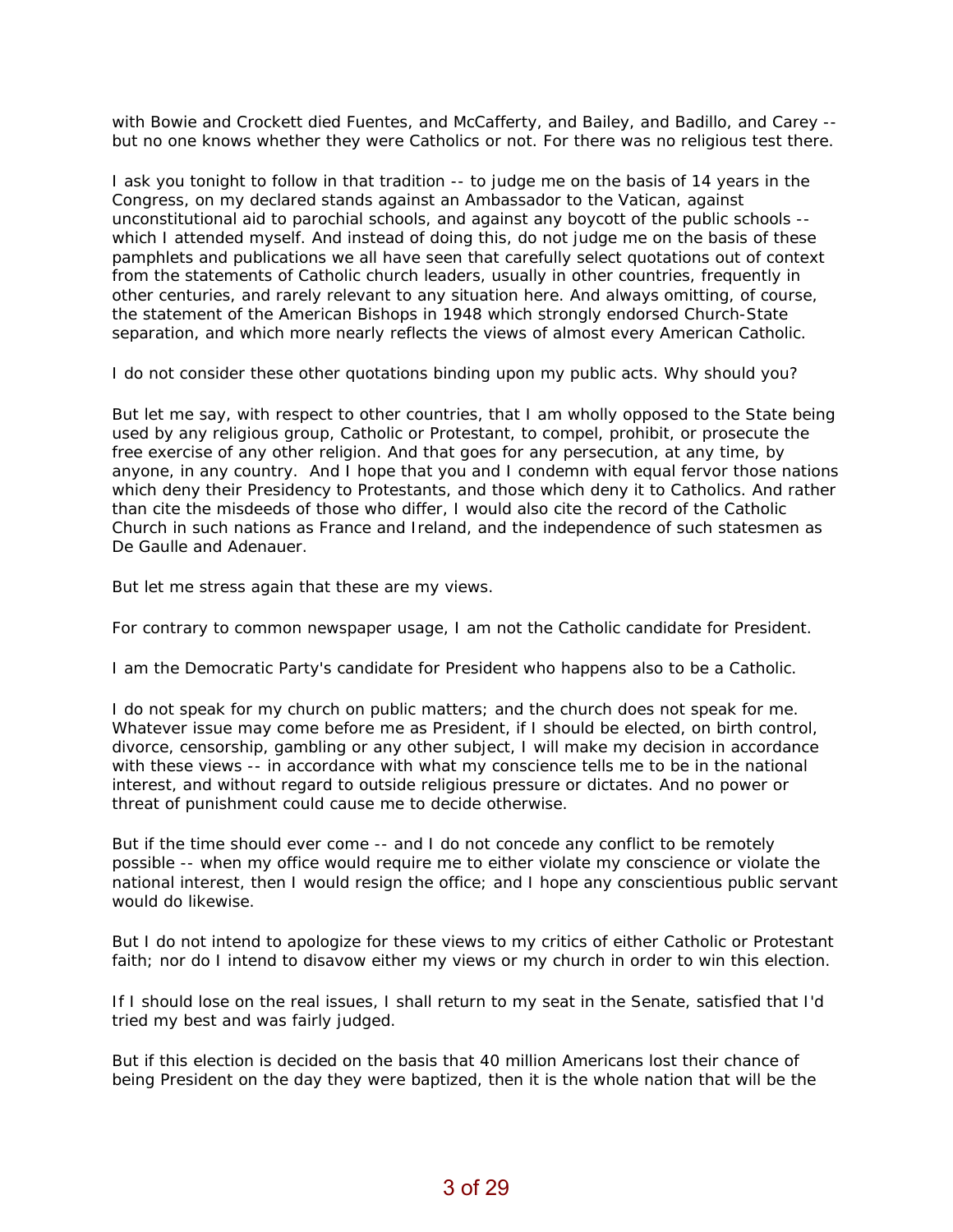with Bowie and Crockett died Fuentes, and McCafferty, and Bailey, and Badillo, and Carey -- but no one knows whether they were Catholics or not. For there was no religious test there.

I ask you tonight to follow in that tradition -- to judge me on the basis of 14 years in the Congress, on my declared stands against an Ambassador to the Vatican, against unconstitutional aid to parochial schools, and against any boycott of the public schools -- which I attended myself. And instead of doing this, do not judge me on the basis of these pamphlets and publications we all have seen that carefully select quotations out of context from the statements of Catholic church leaders, usually in other countries, frequently in other centuries, and rarely relevant to any situation here. And always omitting, of course, the statement of the American Bishops in 1948 which strongly endorsed Church-State separation, and which more nearly reflects the views of almost every American Catholic.

I do not consider these other quotations binding upon my public acts. Why should you?

But let me say, with respect to other countries, that I am wholly opposed to the State being used by any religious group, Catholic or Protestant, to compel, prohibit, or prosecute the free exercise of any other religion. And that goes for any persecution, at any time, by anyone, in any country. And I hope that you and I condemn with equal fervor those nations which deny their Presidency to Protestants, and those which deny it to Catholics. And rather than cite the misdeeds of those who differ, I would also cite the record of the Catholic Church in such nations as France and Ireland, and the independence of such statesmen as De Gaulle and Adenauer.

But let me stress again that these are my views.

For contrary to common newspaper usage, I am not the Catholic candidate for President.

I am the Democratic Party's candidate for President who happens also to be a Catholic.

I do not speak for my church on public matters; and the church does not speak for me. Whatever issue may come before me as President, if I should be elected, on birth control, divorce, censorship, gambling or any other subject, I will make my decision in accordance with these views -- in accordance with what my conscience tells me to be in the national interest, and without regard to outside religious pressure or dictates. And no power or threat of punishment could cause me to decide otherwise.

But if the time should ever come -- and I do not concede any conflict to be remotely possible -- when my office would require me to either violate my conscience or violate the national interest, then I would resign the office; and I hope any conscientious public servant would do likewise.

But I do not intend to apologize for these views to my critics of either Catholic or Protestant faith; nor do I intend to disavow either my views or my church in order to win this election.

If I should lose on the real issues, I shall return to my seat in the Senate, satisfied that I'd tried my best and was fairly judged.

But if this election is decided on the basis that 40 million Americans lost their chance of being President on the day they were baptized, then it is the whole nation that will be the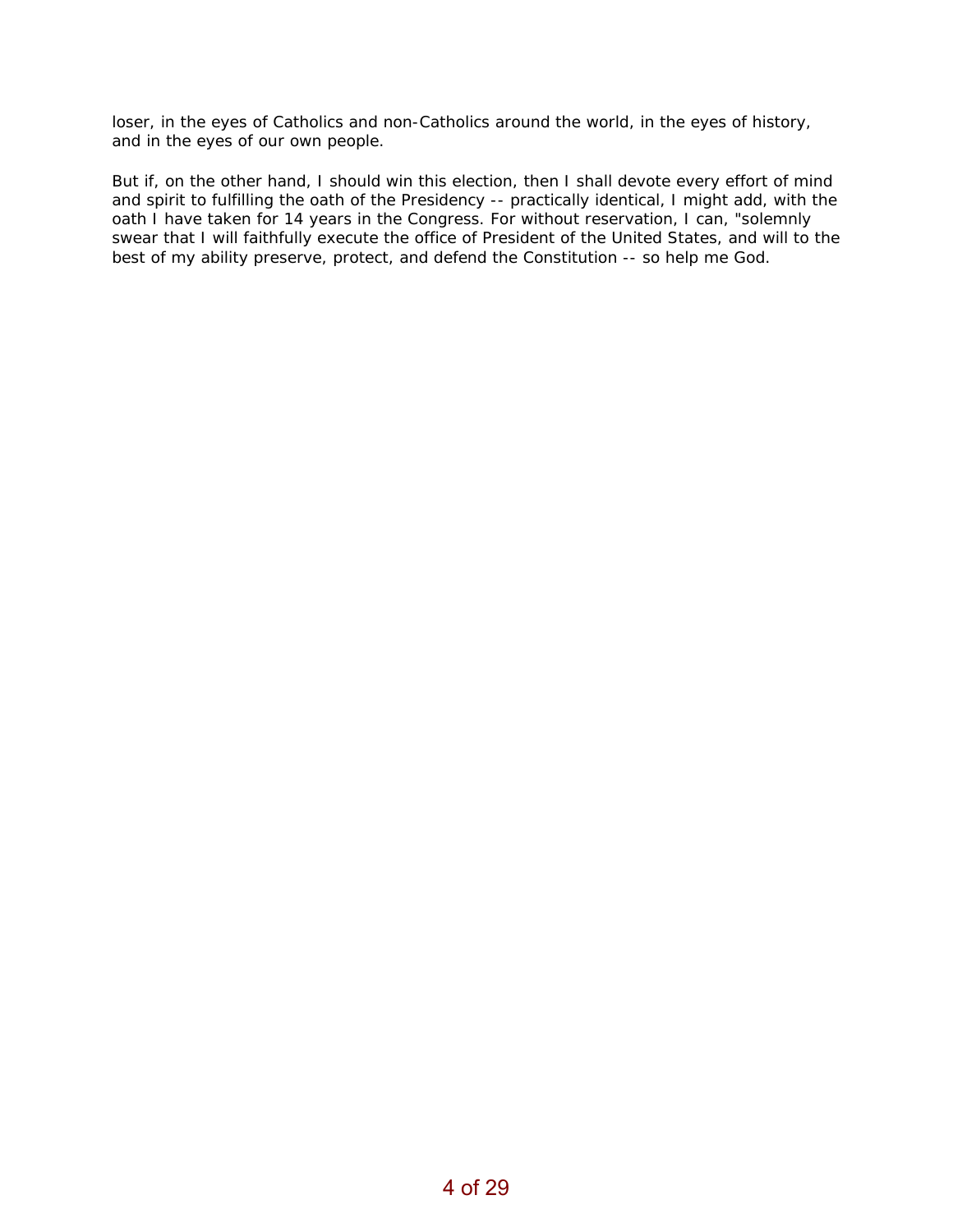loser, in the eyes of Catholics and non-Catholics around the world, in the eyes of history, and in the eyes of our own people.

But if, on the other hand, I should win this election, then I shall devote every effort of mind and spirit to fulfilling the oath of the Presidency -- practically identical, I might add, with the oath I have taken for 14 years in the Congress. For without reservation, I can, "solemnly swear that I will faithfully execute the office of President of the United States, and will to the best of my ability preserve, protect, and defend the Constitution -- so help me God.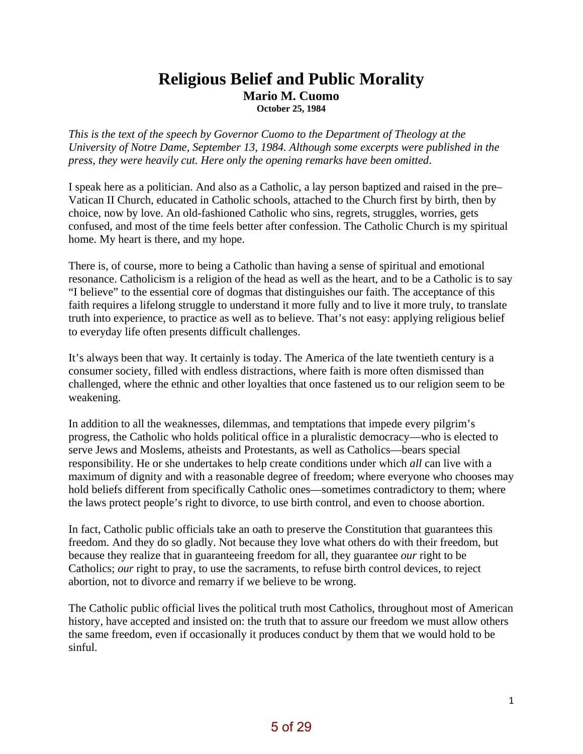# Religious Belief and Public Morality

**Mario M. Cuomo**

**October 25, 1984**

*This is the text of the speech by Governor Cuomo to the Department of Theology at the University of Notre Dame, September 13, 1984. Although some excerpts were published in the press, they were heavily cut. Here only the opening remarks have been omitted.*

I speak here as a politician. And also as a Catholic, a lay person baptized and raised in the pre–Vatican II Church, educated in Catholic schools, attached to the Church first by birth, then by choice, now by love. An old-fashioned Catholic who sins, regrets, struggles, worries, gets confused, and most of the time feels better after confession. The Catholic Church is my spiritual home. My heart is there, and my hope.

There is, of course, more to being a Catholic than having a sense of spiritual and emotional resonance. Catholicism is a religion of the head as well as the heart, and to be a Catholic is to say "I believe" to the essential core of dogmas that distinguishes our faith. The acceptance of this faith requires a lifelong struggle to understand it more fully and to live it more truly, to translate truth into experience, to practice as well as to believe. That's not easy: applying religious belief to everyday life often presents difficult challenges.

It's always been that way. It certainly is today. The America of the late twentieth century is a consumer society, filled with endless distractions, where faith is more often dismissed than challenged, where the ethnic and other loyalties that once fastened us to our religion seem to be weakening.

In addition to all the weaknesses, dilemmas, and temptations that impede every pilgrim's progress, the Catholic who holds political office in a pluralistic democracy—who is elected to serve Jews and Moslems, atheists and Protestants, as well as Catholics—bears special responsibility. He or she undertakes to help create conditions under which *all* can live with a maximum of dignity and with a reasonable degree of freedom; where everyone who chooses may hold beliefs different from specifically Catholic ones—sometimes contradictory to them; where the laws protect people's right to divorce, to use birth control, and even to choose abortion.

In fact, Catholic public officials take an oath to preserve the Constitution that guarantees this freedom. And they do so gladly. Not because they love what others do with their freedom, but because they realize that in guaranteeing freedom for all, they guarantee *our* right to be Catholics; *our* right to pray, to use the sacraments, to refuse birth control devices, to reject abortion, not to divorce and remarry if we believe to be wrong.

The Catholic public official lives the political truth most Catholics, throughout most of American history, have accepted and insisted on: the truth that to assure our freedom we must allow others the same freedom, even if occasionally it produces conduct by them that we would hold to be sinful.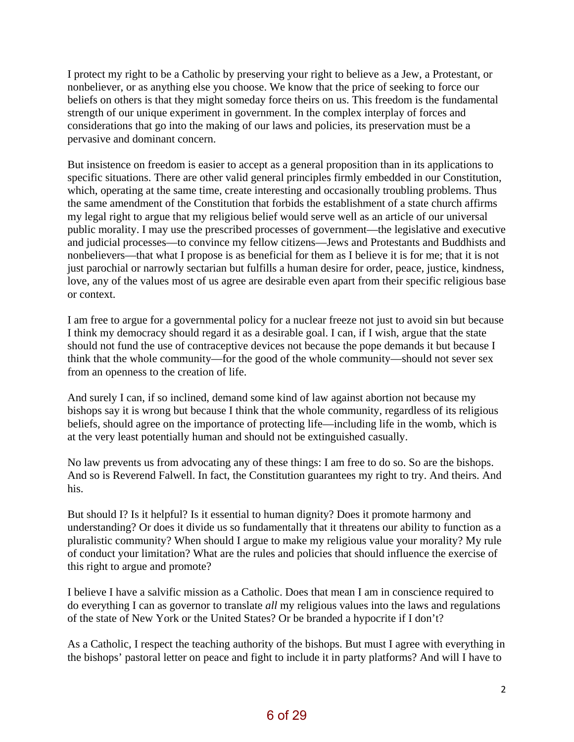I protect my right to be a Catholic by preserving your right to believe as a Jew, a Protestant, or nonbeliever, or as anything else you choose. We know that the price of seeking to force our beliefs on others is that they might someday force theirs on us. This freedom is the fundamental strength of our unique experiment in government. In the complex interplay of forces and considerations that go into the making of our laws and policies, its preservation must be a pervasive and dominant concern.

But insistence on freedom is easier to accept as a general proposition than in its applications to specific situations. There are other valid general principles firmly embedded in our Constitution, which, operating at the same time, create interesting and occasionally troubling problems. Thus the same amendment of the Constitution that forbids the establishment of a state church affirms my legal right to argue that my religious belief would serve well as an article of our universal public morality. I may use the prescribed processes of government—the legislative and executive and judicial processes—to convince my fellow citizens—Jews and Protestants and Buddhists and nonbelievers—that what I propose is as beneficial for them as I believe it is for me; that it is not just parochial or narrowly sectarian but fulfills a human desire for order, peace, justice, kindness, love, any of the values most of us agree are desirable even apart from their specific religious base or context.

I am free to argue for a governmental policy for a nuclear freeze not just to avoid sin but because I think my democracy should regard it as a desirable goal. I can, if I wish, argue that the state should not fund the use of contraceptive devices not because the pope demands it but because I think that the whole community—for the good of the whole community—should not sever sex from an openness to the creation of life.

And surely I can, if so inclined, demand some kind of law against abortion not because my bishops say it is wrong but because I think that the whole community, regardless of its religious beliefs, should agree on the importance of protecting life—including life in the womb, which is at the very least potentially human and should not be extinguished casually.

No law prevents us from advocating any of these things: I am free to do so. So are the bishops. And so is Reverend Falwell. In fact, the Constitution guarantees my right to try. And theirs. And his.

But should I? Is it helpful? Is it essential to human dignity? Does it promote harmony and understanding? Or does it divide us so fundamentally that it threatens our ability to function as a pluralistic community? When should I argue to make my religious value your morality? My rule of conduct your limitation? What are the rules and policies that should influence the exercise of this right to argue and promote?

I believe I have a salvific mission as a Catholic. Does that mean I am in conscience required to do everything I can as governor to translate *all* my religious values into the laws and regulations of the state of New York or the United States? Or be branded a hypocrite if I don't?

As a Catholic, I respect the teaching authority of the bishops. But must I agree with everything in the bishops' pastoral letter on peace and fight to include it in party platforms? And will I have to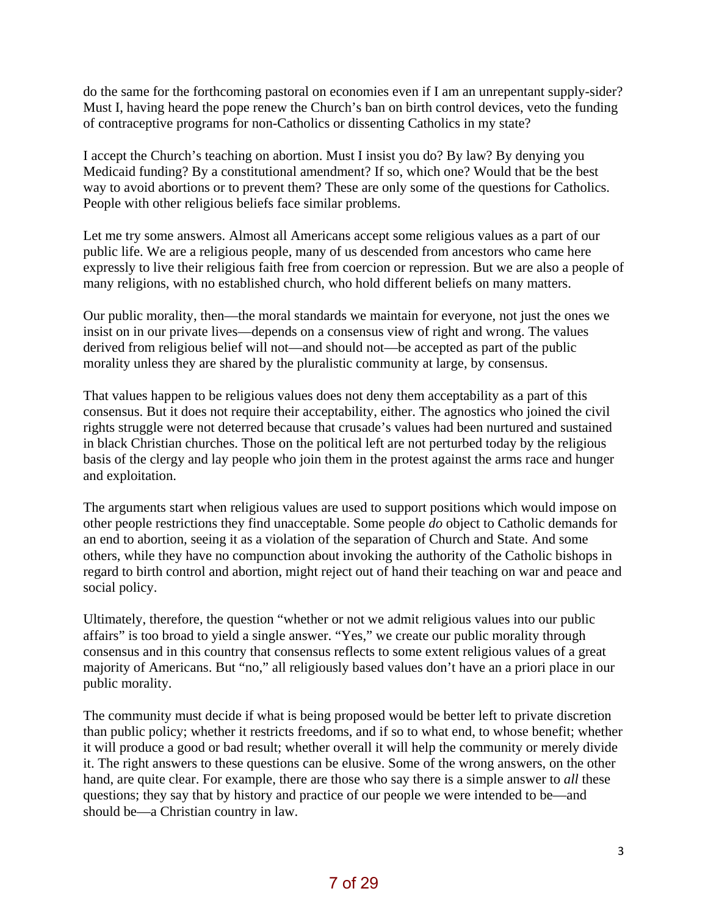do the same for the forthcoming pastoral on economies even if I am an unrepentant supply-sider? Must I, having heard the pope renew the Church's ban on birth control devices, veto the funding of contraceptive programs for non-Catholics or dissenting Catholics in my state?

I accept the Church's teaching on abortion. Must I insist you do? By law? By denying you Medicaid funding? By a constitutional amendment? If so, which one? Would that be the best way to avoid abortions or to prevent them? These are only some of the questions for Catholics. People with other religious beliefs face similar problems.

Let me try some answers. Almost all Americans accept some religious values as a part of our public life. We are a religious people, many of us descended from ancestors who came here expressly to live their religious faith free from coercion or repression. But we are also a people of many religions, with no established church, who hold different beliefs on many matters.

Our public morality, then—the moral standards we maintain for everyone, not just the ones we insist on in our private lives—depends on a consensus view of right and wrong. The values derived from religious belief will not—and should not—be accepted as part of the public morality unless they are shared by the pluralistic community at large, by consensus.

That values happen to be religious values does not deny them acceptability as a part of this consensus. But it does not require their acceptability, either. The agnostics who joined the civil rights struggle were not deterred because that crusade's values had been nurtured and sustained in black Christian churches. Those on the political left are not perturbed today by the religious basis of the clergy and lay people who join them in the protest against the arms race and hunger and exploitation.

The arguments start when religious values are used to support positions which would impose on other people restrictions they find unacceptable. Some people *do* object to Catholic demands for an end to abortion, seeing it as a violation of the separation of Church and State. And some others, while they have no compunction about invoking the authority of the Catholic bishops in regard to birth control and abortion, might reject out of hand their teaching on war and peace and social policy.

Ultimately, therefore, the question "whether or not we admit religious values into our public affairs" is too broad to yield a single answer. "Yes," we create our public morality through consensus and in this country that consensus reflects to some extent religious values of a great majority of Americans. But "no," all religiously based values don't have an a priori place in our public morality.

The community must decide if what is being proposed would be better left to private discretion than public policy; whether it restricts freedoms, and if so to what end, to whose benefit; whether it will produce a good or bad result; whether overall it will help the community or merely divide it. The right answers to these questions can be elusive. Some of the wrong answers, on the other hand, are quite clear. For example, there are those who say there is a simple answer to *all* these questions; they say that by history and practice of our people we were intended to be—and should be—a Christian country in law.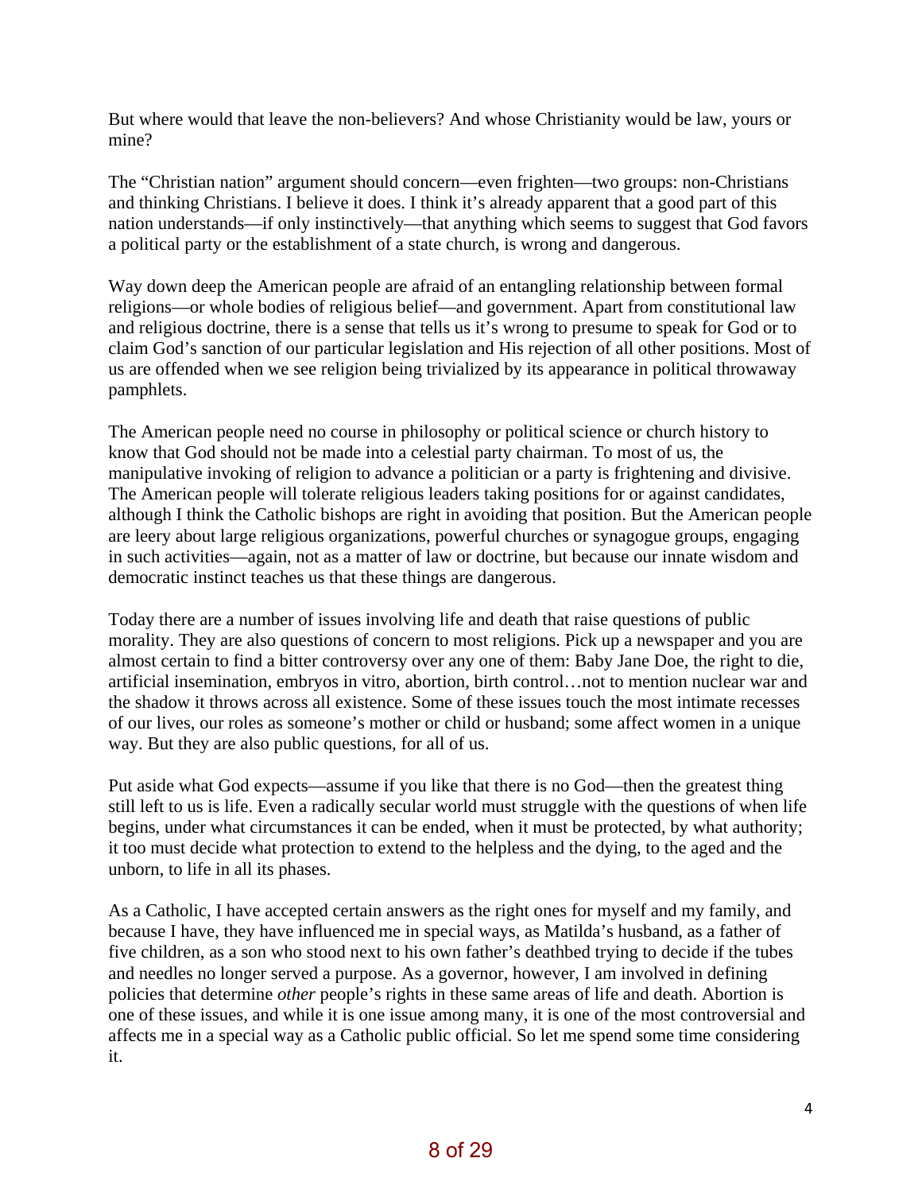But where would that leave the non-believers? And whose Christianity would be law, yours or mine?

The "Christian nation" argument should concern—even frighten—two groups: non-Christians and thinking Christians. I believe it does. I think it's already apparent that a good part of this nation understands—if only instinctively—that anything which seems to suggest that God favors a political party or the establishment of a state church, is wrong and dangerous.

Way down deep the American people are afraid of an entangling relationship between formal religions—or whole bodies of religious belief—and government. Apart from constitutional law and religious doctrine, there is a sense that tells us it's wrong to presume to speak for God or to claim God's sanction of our particular legislation and His rejection of all other positions. Most of us are offended when we see religion being trivialized by its appearance in political throwaway pamphlets.

The American people need no course in philosophy or political science or church history to know that God should not be made into a celestial party chairman. To most of us, the manipulative invoking of religion to advance a politician or a party is frightening and divisive. The American people will tolerate religious leaders taking positions for or against candidates, although I think the Catholic bishops are right in avoiding that position. But the American people are leery about large religious organizations, powerful churches or synagogue groups, engaging in such activities—again, not as a matter of law or doctrine, but because our innate wisdom and democratic instinct teaches us that these things are dangerous.

Today there are a number of issues involving life and death that raise questions of public morality. They are also questions of concern to most religions. Pick up a newspaper and you are almost certain to find a bitter controversy over any one of them: Baby Jane Doe, the right to die, artificial insemination, embryos in vitro, abortion, birth control…not to mention nuclear war and the shadow it throws across all existence. Some of these issues touch the most intimate recesses of our lives, our roles as someone's mother or child or husband; some affect women in a unique way. But they are also public questions, for all of us.

Put aside what God expects—assume if you like that there is no God—then the greatest thing still left to us is life. Even a radically secular world must struggle with the questions of when life begins, under what circumstances it can be ended, when it must be protected, by what authority; it too must decide what protection to extend to the helpless and the dying, to the aged and the unborn, to life in all its phases.

As a Catholic, I have accepted certain answers as the right ones for myself and my family, and because I have, they have influenced me in special ways, as Matilda's husband, as a father of five children, as a son who stood next to his own father's deathbed trying to decide if the tubes and needles no longer served a purpose. As a governor, however, I am involved in defining policies that determine *other* people's rights in these same areas of life and death. Abortion is one of these issues, and while it is one issue among many, it is one of the most controversial and affects me in a special way as a Catholic public official. So let me spend some time considering it.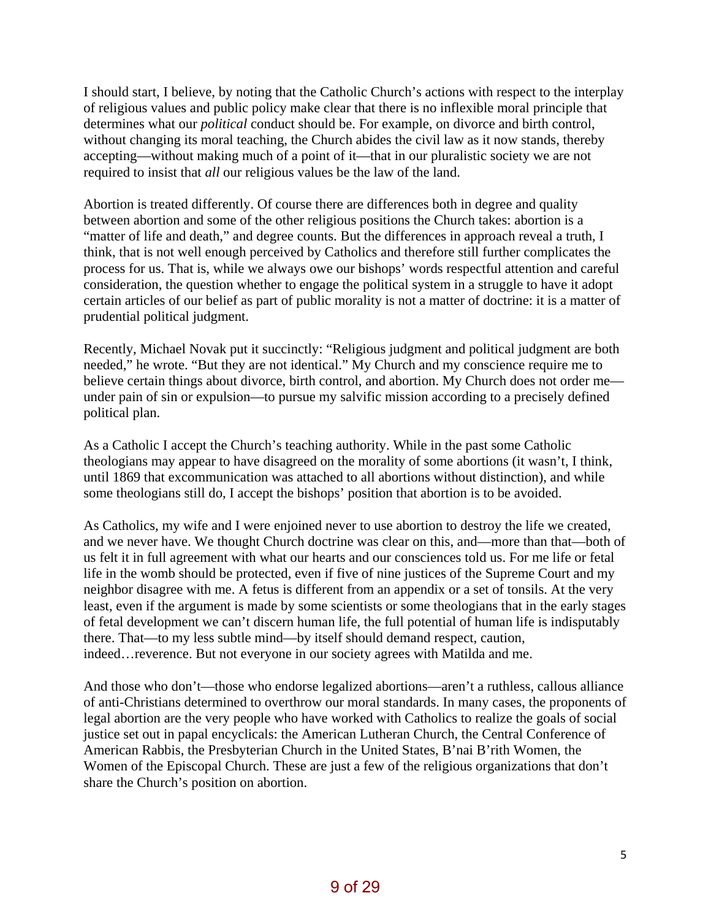I should start, I believe, by noting that the Catholic Church's actions with respect to the interplay of religious values and public policy make clear that there is no inflexible moral principle that determines what our *political* conduct should be. For example, on divorce and birth control, without changing its moral teaching, the Church abides the civil law as it now stands, thereby accepting—without making much of a point of it—that in our pluralistic society we are not required to insist that *all* our religious values be the law of the land.

Abortion is treated differently. Of course there are differences both in degree and quality between abortion and some of the other religious positions the Church takes: abortion is a "matter of life and death," and degree counts. But the differences in approach reveal a truth, I think, that is not well enough perceived by Catholics and therefore still further complicates the process for us. That is, while we always owe our bishops' words respectful attention and careful consideration, the question whether to engage the political system in a struggle to have it adopt certain articles of our belief as part of public morality is not a matter of doctrine: it is a matter of prudential political judgment.

Recently, Michael Novak put it succinctly: "Religious judgment and political judgment are both needed," he wrote. "But they are not identical." My Church and my conscience require me to believe certain things about divorce, birth control, and abortion. My Church does not order me—under pain of sin or expulsion—to pursue my salvific mission according to a precisely defined political plan.

As a Catholic I accept the Church's teaching authority. While in the past some Catholic theologians may appear to have disagreed on the morality of some abortions (it wasn't, I think, until 1869 that excommunication was attached to all abortions without distinction), and while some theologians still do, I accept the bishops' position that abortion is to be avoided.

As Catholics, my wife and I were enjoined never to use abortion to destroy the life we created, and we never have. We thought Church doctrine was clear on this, and—more than that—both of us felt it in full agreement with what our hearts and our consciences told us. For me life or fetal life in the womb should be protected, even if five of nine justices of the Supreme Court and my neighbor disagree with me. A fetus is different from an appendix or a set of tonsils. At the very least, even if the argument is made by some scientists or some theologians that in the early stages of fetal development we can't discern human life, the full potential of human life is indisputably there. That—to my less subtle mind—by itself should demand respect, caution, indeed…reverence. But not everyone in our society agrees with Matilda and me.

And those who don't—those who endorse legalized abortions—aren't a ruthless, callous alliance of anti-Christians determined to overthrow our moral standards. In many cases, the proponents of legal abortion are the very people who have worked with Catholics to realize the goals of social justice set out in papal encyclicals: the American Lutheran Church, the Central Conference of American Rabbis, the Presbyterian Church in the United States, B'nai B'rith Women, the Women of the Episcopal Church. These are just a few of the religious organizations that don't share the Church's position on abortion.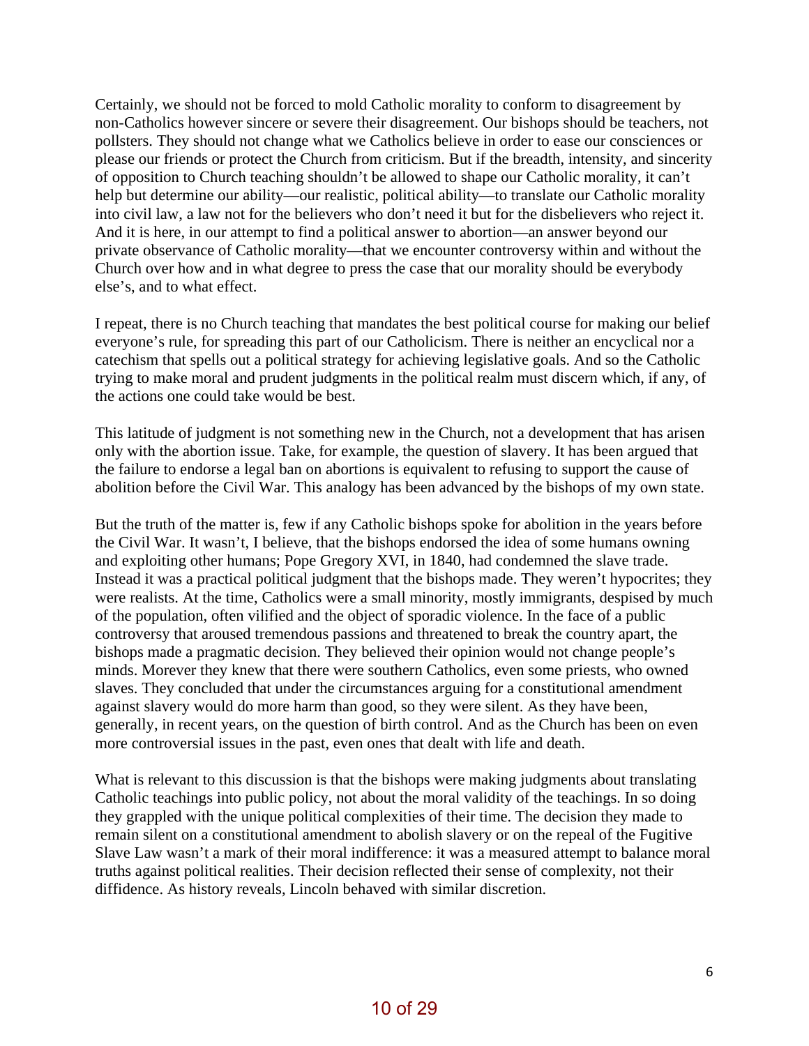Certainly, we should not be forced to mold Catholic morality to conform to disagreement by non-Catholics however sincere or severe their disagreement. Our bishops should be teachers, not pollsters. They should not change what we Catholics believe in order to ease our consciences or please our friends or protect the Church from criticism. But if the breadth, intensity, and sincerity of opposition to Church teaching shouldn't be allowed to shape our Catholic morality, it can't help but determine our ability—our realistic, political ability—to translate our Catholic morality into civil law, a law not for the believers who don't need it but for the disbelievers who reject it. And it is here, in our attempt to find a political answer to abortion—an answer beyond our private observance of Catholic morality—that we encounter controversy within and without the Church over how and in what degree to press the case that our morality should be everybody else's, and to what effect.

I repeat, there is no Church teaching that mandates the best political course for making our belief everyone's rule, for spreading this part of our Catholicism. There is neither an encyclical nor a catechism that spells out a political strategy for achieving legislative goals. And so the Catholic trying to make moral and prudent judgments in the political realm must discern which, if any, of the actions one could take would be best.

This latitude of judgment is not something new in the Church, not a development that has arisen only with the abortion issue. Take, for example, the question of slavery. It has been argued that the failure to endorse a legal ban on abortions is equivalent to refusing to support the cause of abolition before the Civil War. This analogy has been advanced by the bishops of my own state.

But the truth of the matter is, few if any Catholic bishops spoke for abolition in the years before the Civil War. It wasn't, I believe, that the bishops endorsed the idea of some humans owning and exploiting other humans; Pope Gregory XVI, in 1840, had condemned the slave trade. Instead it was a practical political judgment that the bishops made. They weren't hypocrites; they were realists. At the time, Catholics were a small minority, mostly immigrants, despised by much of the population, often vilified and the object of sporadic violence. In the face of a public controversy that aroused tremendous passions and threatened to break the country apart, the bishops made a pragmatic decision. They believed their opinion would not change people's minds. Morever they knew that there were southern Catholics, even some priests, who owned slaves. They concluded that under the circumstances arguing for a constitutional amendment against slavery would do more harm than good, so they were silent. As they have been, generally, in recent years, on the question of birth control. And as the Church has been on even more controversial issues in the past, even ones that dealt with life and death.

What is relevant to this discussion is that the bishops were making judgments about translating Catholic teachings into public policy, not about the moral validity of the teachings. In so doing they grappled with the unique political complexities of their time. The decision they made to remain silent on a constitutional amendment to abolish slavery or on the repeal of the Fugitive Slave Law wasn't a mark of their moral indifference: it was a measured attempt to balance moral truths against political realities. Their decision reflected their sense of complexity, not their diffidence. As history reveals, Lincoln behaved with similar discretion.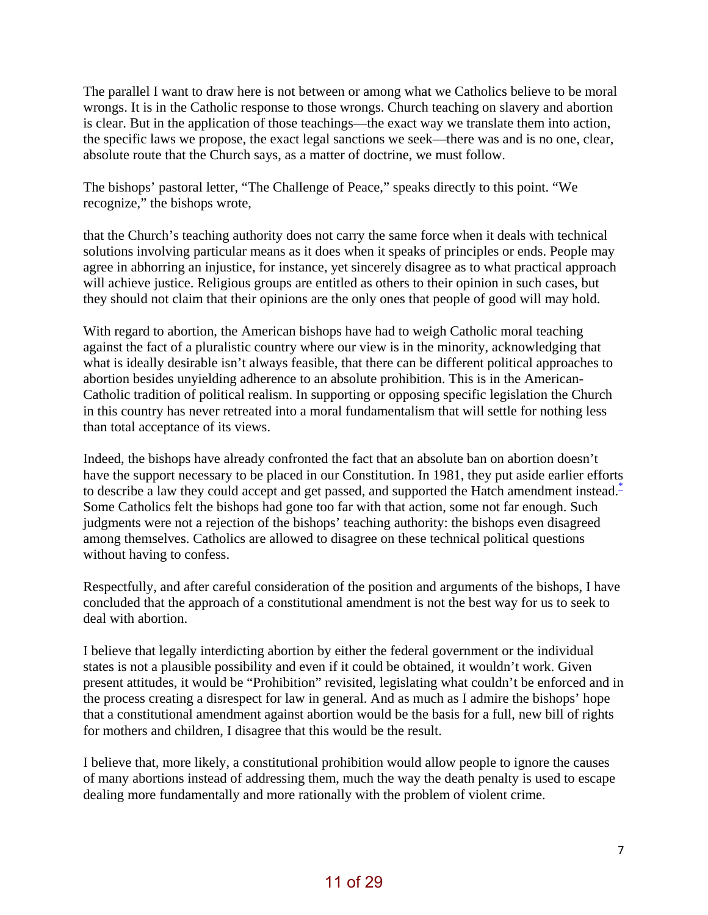The parallel I want to draw here is not between or among what we Catholics believe to be moral wrongs. It is in the Catholic response to those wrongs. Church teaching on slavery and abortion is clear. But in the application of those teachings—the exact way we translate them into action, the specific laws we propose, the exact legal sanctions we seek—there was and is no one, clear, absolute route that the Church says, as a matter of doctrine, we must follow.

The bishops' pastoral letter, "The Challenge of Peace," speaks directly to this point. "We recognize," the bishops wrote,

that the Church's teaching authority does not carry the same force when it deals with technical solutions involving particular means as it does when it speaks of principles or ends. People may agree in abhorring an injustice, for instance, yet sincerely disagree as to what practical approach will achieve justice. Religious groups are entitled as others to their opinion in such cases, but they should not claim that their opinions are the only ones that people of good will may hold.

With regard to abortion, the American bishops have had to weigh Catholic moral teaching against the fact of a pluralistic country where our view is in the minority, acknowledging that what is ideally desirable isn't always feasible, that there can be different political approaches to abortion besides unyielding adherence to an absolute prohibition. This is in the American-Catholic tradition of political realism. In supporting or opposing specific legislation the Church in this country has never retreated into a moral fundamentalism that will settle for nothing less than total acceptance of its views.

Indeed, the bishops have already confronted the fact that an absolute ban on abortion doesn't have the support necessary to be placed in our Constitution. In 1981, they put aside earlier efforts to describe a law they could accept and get passed, and supported the Hatch amendment instead.[*] Some Catholics felt the bishops had gone too far with that action, some not far enough. Such judgments were not a rejection of the bishops' teaching authority: the bishops even disagreed among themselves. Catholics are allowed to disagree on these technical political questions without having to confess.

Respectfully, and after careful consideration of the position and arguments of the bishops, I have concluded that the approach of a constitutional amendment is not the best way for us to seek to deal with abortion.

I believe that legally interdicting abortion by either the federal government or the individual states is not a plausible possibility and even if it could be obtained, it wouldn't work. Given present attitudes, it would be "Prohibition" revisited, legislating what couldn't be enforced and in the process creating a disrespect for law in general. And as much as I admire the bishops' hope that a constitutional amendment against abortion would be the basis for a full, new bill of rights for mothers and children, I disagree that this would be the result.

I believe that, more likely, a constitutional prohibition would allow people to ignore the causes of many abortions instead of addressing them, much the way the death penalty is used to escape dealing more fundamentally and more rationally with the problem of violent crime.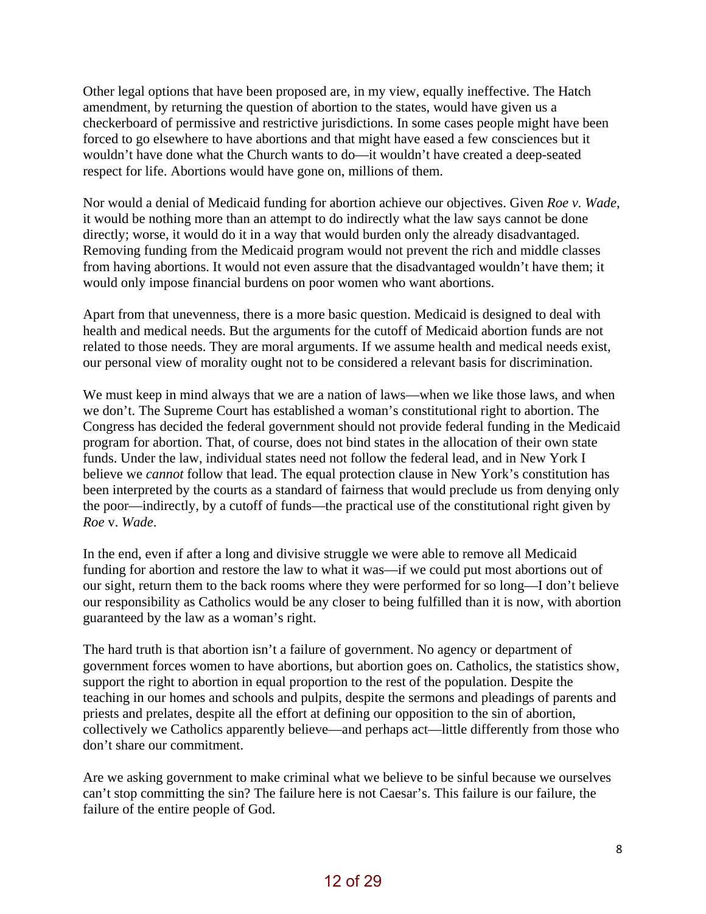Other legal options that have been proposed are, in my view, equally ineffective. The Hatch amendment, by returning the question of abortion to the states, would have given us a checkerboard of permissive and restrictive jurisdictions. In some cases people might have been forced to go elsewhere to have abortions and that might have eased a few consciences but it wouldn't have done what the Church wants to do—it wouldn't have created a deep-seated respect for life. Abortions would have gone on, millions of them.

Nor would a denial of Medicaid funding for abortion achieve our objectives. Given *Roe v. Wade*, it would be nothing more than an attempt to do indirectly what the law says cannot be done directly; worse, it would do it in a way that would burden only the already disadvantaged. Removing funding from the Medicaid program would not prevent the rich and middle classes from having abortions. It would not even assure that the disadvantaged wouldn't have them; it would only impose financial burdens on poor women who want abortions.

Apart from that unevenness, there is a more basic question. Medicaid is designed to deal with health and medical needs. But the arguments for the cutoff of Medicaid abortion funds are not related to those needs. They are moral arguments. If we assume health and medical needs exist, our personal view of morality ought not to be considered a relevant basis for discrimination.

We must keep in mind always that we are a nation of laws—when we like those laws, and when we don't. The Supreme Court has established a woman's constitutional right to abortion. The Congress has decided the federal government should not provide federal funding in the Medicaid program for abortion. That, of course, does not bind states in the allocation of their own state funds. Under the law, individual states need not follow the federal lead, and in New York I believe we *cannot* follow that lead. The equal protection clause in New York's constitution has been interpreted by the courts as a standard of fairness that would preclude us from denying only the poor—indirectly, by a cutoff of funds—the practical use of the constitutional right given by *Roe* v. *Wade*.

In the end, even if after a long and divisive struggle we were able to remove all Medicaid funding for abortion and restore the law to what it was—if we could put most abortions out of our sight, return them to the back rooms where they were performed for so long—I don't believe our responsibility as Catholics would be any closer to being fulfilled than it is now, with abortion guaranteed by the law as a woman's right.

The hard truth is that abortion isn't a failure of government. No agency or department of government forces women to have abortions, but abortion goes on. Catholics, the statistics show, support the right to abortion in equal proportion to the rest of the population. Despite the teaching in our homes and schools and pulpits, despite the sermons and pleadings of parents and priests and prelates, despite all the effort at defining our opposition to the sin of abortion, collectively we Catholics apparently believe—and perhaps act—little differently from those who don't share our commitment.

Are we asking government to make criminal what we believe to be sinful because we ourselves can't stop committing the sin? The failure here is not Caesar's. This failure is our failure, the failure of the entire people of God.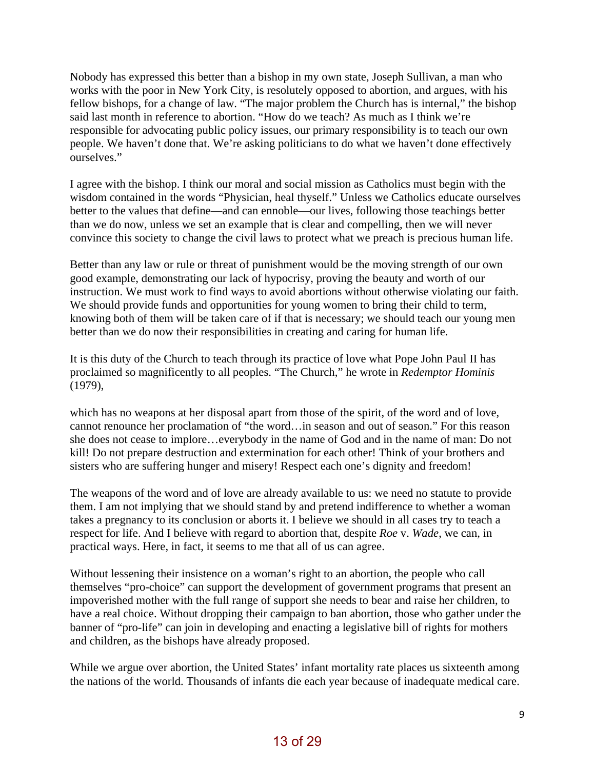Nobody has expressed this better than a bishop in my own state, Joseph Sullivan, a man who works with the poor in New York City, is resolutely opposed to abortion, and argues, with his fellow bishops, for a change of law. "The major problem the Church has is internal," the bishop said last month in reference to abortion. "How do we teach? As much as I think we're responsible for advocating public policy issues, our primary responsibility is to teach our own people. We haven't done that. We're asking politicians to do what we haven't done effectively ourselves."

I agree with the bishop. I think our moral and social mission as Catholics must begin with the wisdom contained in the words "Physician, heal thyself." Unless we Catholics educate ourselves better to the values that define—and can ennoble—our lives, following those teachings better than we do now, unless we set an example that is clear and compelling, then we will never convince this society to change the civil laws to protect what we preach is precious human life.

Better than any law or rule or threat of punishment would be the moving strength of our own good example, demonstrating our lack of hypocrisy, proving the beauty and worth of our instruction. We must work to find ways to avoid abortions without otherwise violating our faith. We should provide funds and opportunities for young women to bring their child to term, knowing both of them will be taken care of if that is necessary; we should teach our young men better than we do now their responsibilities in creating and caring for human life.

It is this duty of the Church to teach through its practice of love what Pope John Paul II has proclaimed so magnificently to all peoples. "The Church," he wrote in *Redemptor Hominis* (1979),

which has no weapons at her disposal apart from those of the spirit, of the word and of love, cannot renounce her proclamation of "the word…in season and out of season." For this reason she does not cease to implore…everybody in the name of God and in the name of man: Do not kill! Do not prepare destruction and extermination for each other! Think of your brothers and sisters who are suffering hunger and misery! Respect each one's dignity and freedom!

The weapons of the word and of love are already available to us: we need no statute to provide them. I am not implying that we should stand by and pretend indifference to whether a woman takes a pregnancy to its conclusion or aborts it. I believe we should in all cases try to teach a respect for life. And I believe with regard to abortion that, despite *Roe* v. *Wade*, we can, in practical ways. Here, in fact, it seems to me that all of us can agree.

Without lessening their insistence on a woman's right to an abortion, the people who call themselves "pro-choice" can support the development of government programs that present an impoverished mother with the full range of support she needs to bear and raise her children, to have a real choice. Without dropping their campaign to ban abortion, those who gather under the banner of "pro-life" can join in developing and enacting a legislative bill of rights for mothers and children, as the bishops have already proposed.

While we argue over abortion, the United States' infant mortality rate places us sixteenth among the nations of the world. Thousands of infants die each year because of inadequate medical care.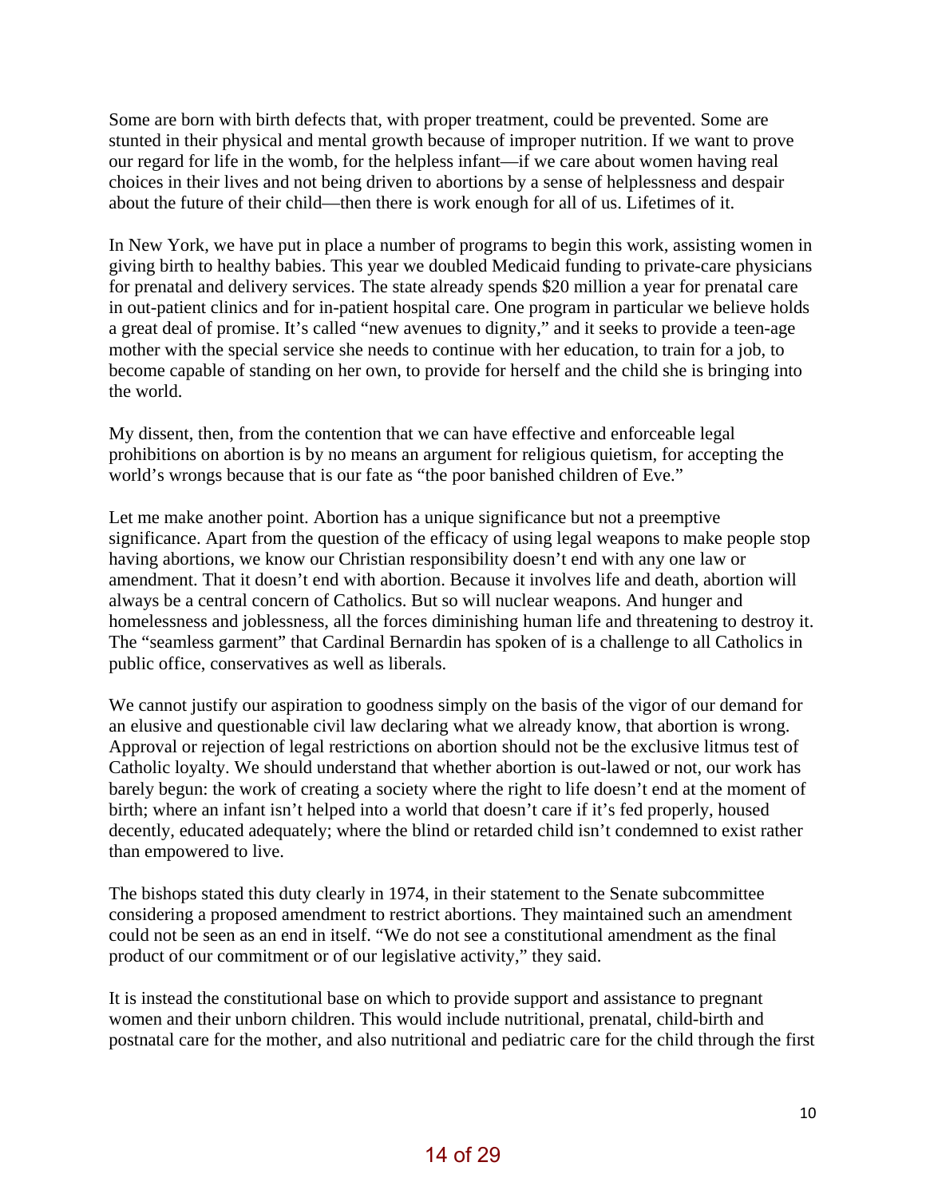Some are born with birth defects that, with proper treatment, could be prevented. Some are stunted in their physical and mental growth because of improper nutrition. If we want to prove our regard for life in the womb, for the helpless infant—if we care about women having real choices in their lives and not being driven to abortions by a sense of helplessness and despair about the future of their child—then there is work enough for all of us. Lifetimes of it.

In New York, we have put in place a number of programs to begin this work, assisting women in giving birth to healthy babies. This year we doubled Medicaid funding to private-care physicians for prenatal and delivery services. The state already spends $20 million a year for prenatal care in out-patient clinics and for in-patient hospital care. One program in particular we believe holds a great deal of promise. It's called "new avenues to dignity," and it seeks to provide a teen-age mother with the special service she needs to continue with her education, to train for a job, to become capable of standing on her own, to provide for herself and the child she is bringing into the world.

My dissent, then, from the contention that we can have effective and enforceable legal prohibitions on abortion is by no means an argument for religious quietism, for accepting the world's wrongs because that is our fate as "the poor banished children of Eve."

Let me make another point. Abortion has a unique significance but not a preemptive significance. Apart from the question of the efficacy of using legal weapons to make people stop having abortions, we know our Christian responsibility doesn't end with any one law or amendment. That it doesn't end with abortion. Because it involves life and death, abortion will always be a central concern of Catholics. But so will nuclear weapons. And hunger and homelessness and joblessness, all the forces diminishing human life and threatening to destroy it. The "seamless garment" that Cardinal Bernardin has spoken of is a challenge to all Catholics in public office, conservatives as well as liberals.

We cannot justify our aspiration to goodness simply on the basis of the vigor of our demand for an elusive and questionable civil law declaring what we already know, that abortion is wrong. Approval or rejection of legal restrictions on abortion should not be the exclusive litmus test of Catholic loyalty. We should understand that whether abortion is out-lawed or not, our work has barely begun: the work of creating a society where the right to life doesn't end at the moment of birth; where an infant isn't helped into a world that doesn't care if it's fed properly, housed decently, educated adequately; where the blind or retarded child isn't condemned to exist rather than empowered to live.

The bishops stated this duty clearly in 1974, in their statement to the Senate subcommittee considering a proposed amendment to restrict abortions. They maintained such an amendment could not be seen as an end in itself. "We do not see a constitutional amendment as the final product of our commitment or of our legislative activity," they said.

It is instead the constitutional base on which to provide support and assistance to pregnant women and their unborn children. This would include nutritional, prenatal, child-birth and postnatal care for the mother, and also nutritional and pediatric care for the child through the first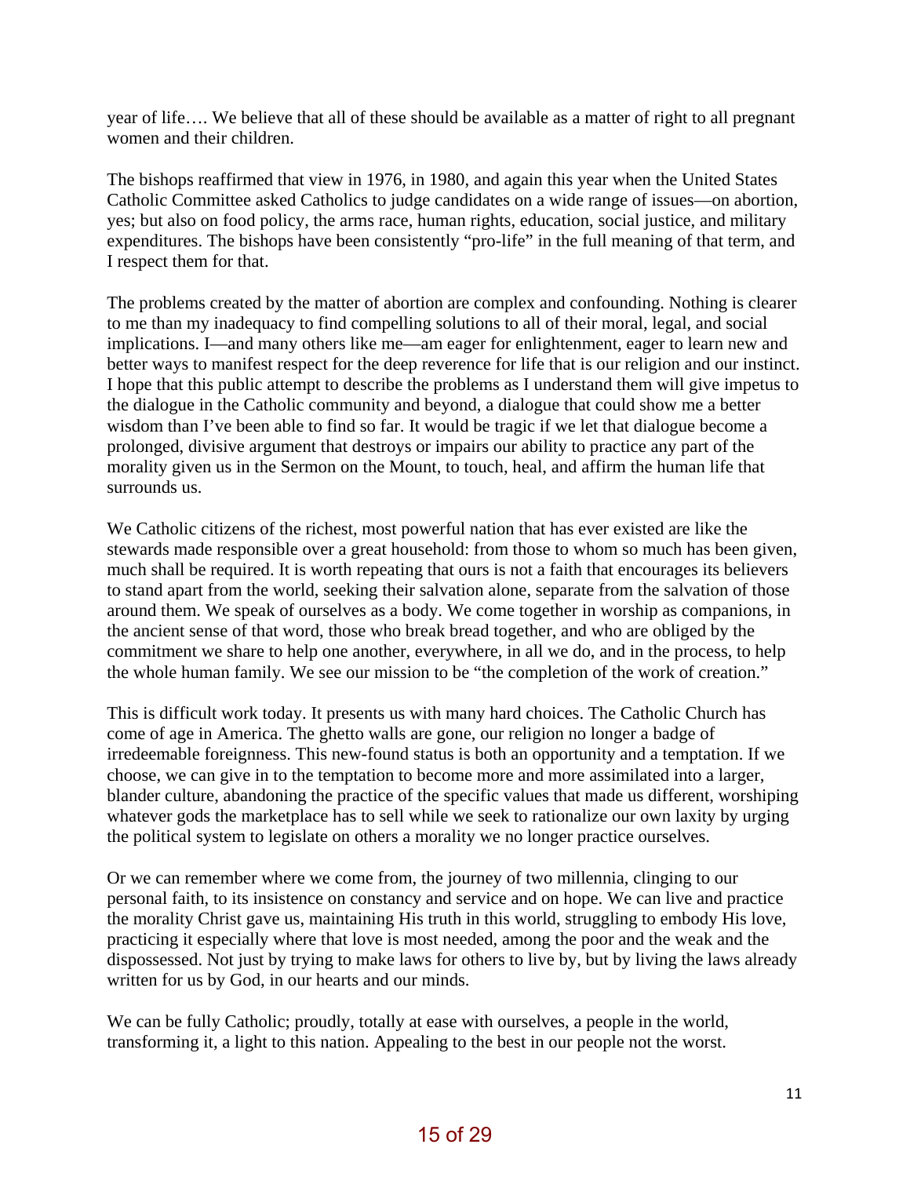year of life…. We believe that all of these should be available as a matter of right to all pregnant women and their children.

The bishops reaffirmed that view in 1976, in 1980, and again this year when the United States Catholic Committee asked Catholics to judge candidates on a wide range of issues—on abortion, yes; but also on food policy, the arms race, human rights, education, social justice, and military expenditures. The bishops have been consistently "pro-life" in the full meaning of that term, and I respect them for that.

The problems created by the matter of abortion are complex and confounding. Nothing is clearer to me than my inadequacy to find compelling solutions to all of their moral, legal, and social implications. I—and many others like me—am eager for enlightenment, eager to learn new and better ways to manifest respect for the deep reverence for life that is our religion and our instinct. I hope that this public attempt to describe the problems as I understand them will give impetus to the dialogue in the Catholic community and beyond, a dialogue that could show me a better wisdom than I've been able to find so far. It would be tragic if we let that dialogue become a prolonged, divisive argument that destroys or impairs our ability to practice any part of the morality given us in the Sermon on the Mount, to touch, heal, and affirm the human life that surrounds us.

We Catholic citizens of the richest, most powerful nation that has ever existed are like the stewards made responsible over a great household: from those to whom so much has been given, much shall be required. It is worth repeating that ours is not a faith that encourages its believers to stand apart from the world, seeking their salvation alone, separate from the salvation of those around them. We speak of ourselves as a body. We come together in worship as companions, in the ancient sense of that word, those who break bread together, and who are obliged by the commitment we share to help one another, everywhere, in all we do, and in the process, to help the whole human family. We see our mission to be "the completion of the work of creation."

This is difficult work today. It presents us with many hard choices. The Catholic Church has come of age in America. The ghetto walls are gone, our religion no longer a badge of irredeemable foreignness. This new-found status is both an opportunity and a temptation. If we choose, we can give in to the temptation to become more and more assimilated into a larger, blander culture, abandoning the practice of the specific values that made us different, worshiping whatever gods the marketplace has to sell while we seek to rationalize our own laxity by urging the political system to legislate on others a morality we no longer practice ourselves.

Or we can remember where we come from, the journey of two millennia, clinging to our personal faith, to its insistence on constancy and service and on hope. We can live and practice the morality Christ gave us, maintaining His truth in this world, struggling to embody His love, practicing it especially where that love is most needed, among the poor and the weak and the dispossessed. Not just by trying to make laws for others to live by, but by living the laws already written for us by God, in our hearts and our minds.

We can be fully Catholic; proudly, totally at ease with ourselves, a people in the world, transforming it, a light to this nation. Appealing to the best in our people not the worst.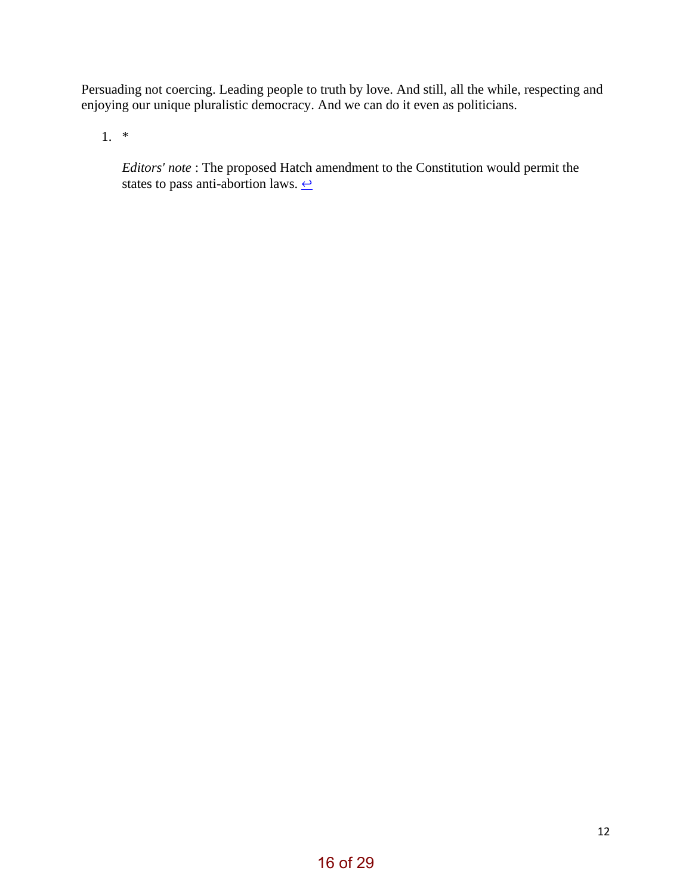Persuading not coercing. Leading people to truth by love. And still, all the while, respecting and enjoying our unique pluralistic democracy. And we can do it even as politicians.

1. *

   *Editors' note* : The proposed Hatch amendment to the Constitution would permit the states to pass anti-abortion laws. ↩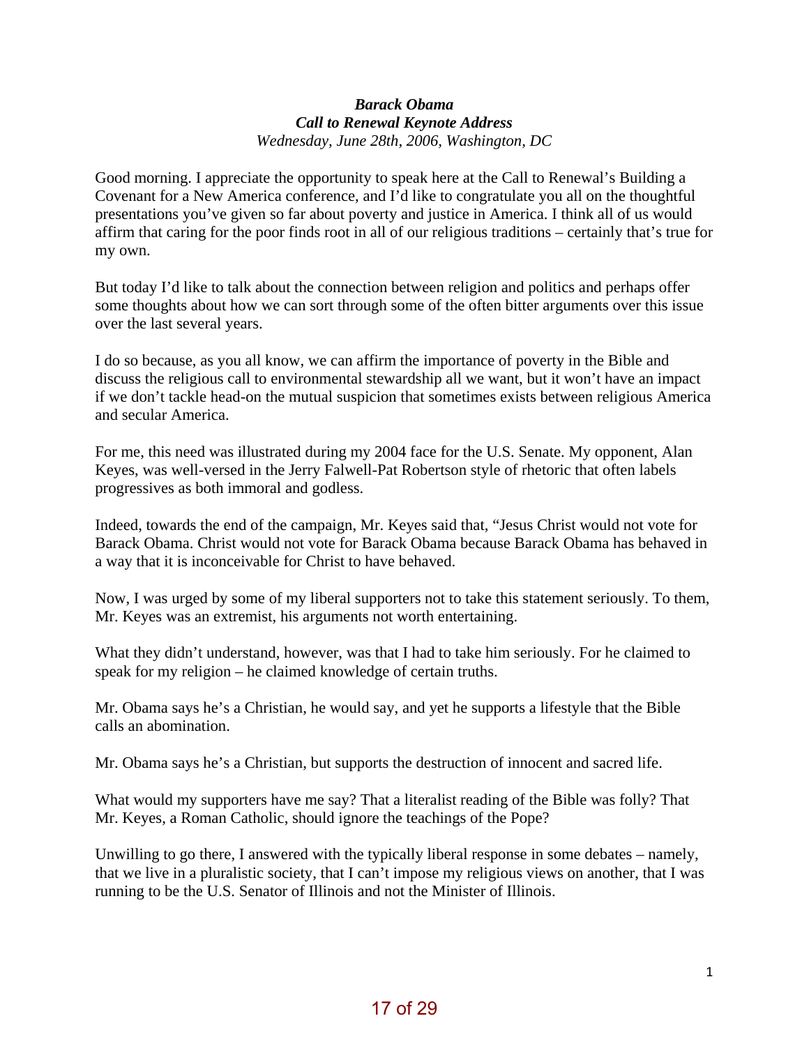***Barack Obama***
***Call to Renewal Keynote Address***
*Wednesday, June 28th, 2006, Washington, DC*

Good morning. I appreciate the opportunity to speak here at the Call to Renewal's Building a Covenant for a New America conference, and I'd like to congratulate you all on the thoughtful presentations you've given so far about poverty and justice in America. I think all of us would affirm that caring for the poor finds root in all of our religious traditions – certainly that's true for my own.

But today I'd like to talk about the connection between religion and politics and perhaps offer some thoughts about how we can sort through some of the often bitter arguments over this issue over the last several years.

I do so because, as you all know, we can affirm the importance of poverty in the Bible and discuss the religious call to environmental stewardship all we want, but it won't have an impact if we don't tackle head-on the mutual suspicion that sometimes exists between religious America and secular America.

For me, this need was illustrated during my 2004 face for the U.S. Senate. My opponent, Alan Keyes, was well-versed in the Jerry Falwell-Pat Robertson style of rhetoric that often labels progressives as both immoral and godless.

Indeed, towards the end of the campaign, Mr. Keyes said that, "Jesus Christ would not vote for Barack Obama. Christ would not vote for Barack Obama because Barack Obama has behaved in a way that it is inconceivable for Christ to have behaved.

Now, I was urged by some of my liberal supporters not to take this statement seriously. To them, Mr. Keyes was an extremist, his arguments not worth entertaining.

What they didn't understand, however, was that I had to take him seriously. For he claimed to speak for my religion – he claimed knowledge of certain truths.

Mr. Obama says he's a Christian, he would say, and yet he supports a lifestyle that the Bible calls an abomination.

Mr. Obama says he's a Christian, but supports the destruction of innocent and sacred life.

What would my supporters have me say? That a literalist reading of the Bible was folly? That Mr. Keyes, a Roman Catholic, should ignore the teachings of the Pope?

Unwilling to go there, I answered with the typically liberal response in some debates – namely, that we live in a pluralistic society, that I can't impose my religious views on another, that I was running to be the U.S. Senator of Illinois and not the Minister of Illinois.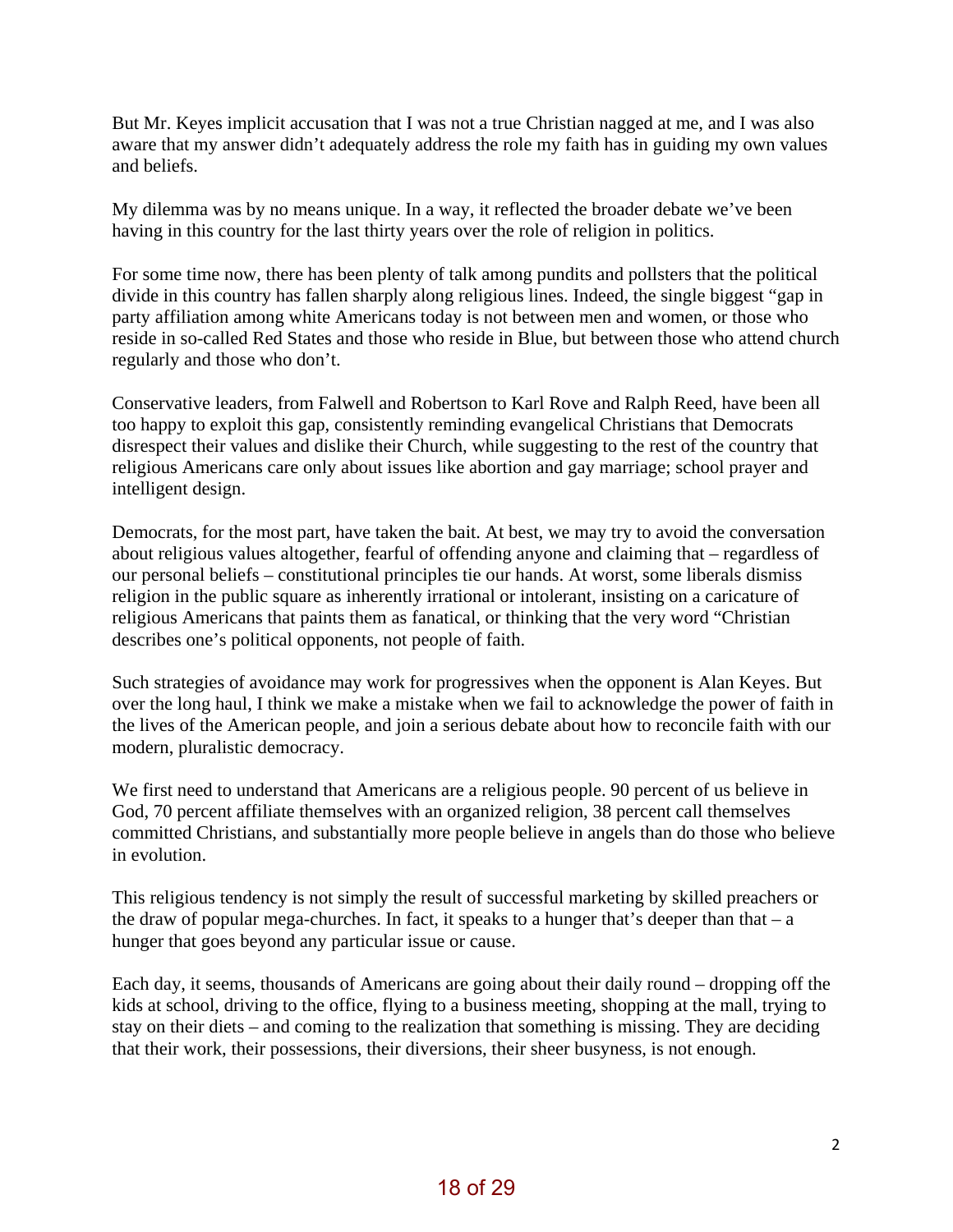But Mr. Keyes implicit accusation that I was not a true Christian nagged at me, and I was also aware that my answer didn't adequately address the role my faith has in guiding my own values and beliefs.

My dilemma was by no means unique. In a way, it reflected the broader debate we've been having in this country for the last thirty years over the role of religion in politics.

For some time now, there has been plenty of talk among pundits and pollsters that the political divide in this country has fallen sharply along religious lines. Indeed, the single biggest "gap in party affiliation among white Americans today is not between men and women, or those who reside in so-called Red States and those who reside in Blue, but between those who attend church regularly and those who don't.

Conservative leaders, from Falwell and Robertson to Karl Rove and Ralph Reed, have been all too happy to exploit this gap, consistently reminding evangelical Christians that Democrats disrespect their values and dislike their Church, while suggesting to the rest of the country that religious Americans care only about issues like abortion and gay marriage; school prayer and intelligent design.

Democrats, for the most part, have taken the bait. At best, we may try to avoid the conversation about religious values altogether, fearful of offending anyone and claiming that – regardless of our personal beliefs – constitutional principles tie our hands. At worst, some liberals dismiss religion in the public square as inherently irrational or intolerant, insisting on a caricature of religious Americans that paints them as fanatical, or thinking that the very word "Christian describes one's political opponents, not people of faith.

Such strategies of avoidance may work for progressives when the opponent is Alan Keyes. But over the long haul, I think we make a mistake when we fail to acknowledge the power of faith in the lives of the American people, and join a serious debate about how to reconcile faith with our modern, pluralistic democracy.

We first need to understand that Americans are a religious people. 90 percent of us believe in God, 70 percent affiliate themselves with an organized religion, 38 percent call themselves committed Christians, and substantially more people believe in angels than do those who believe in evolution.

This religious tendency is not simply the result of successful marketing by skilled preachers or the draw of popular mega-churches. In fact, it speaks to a hunger that's deeper than that – a hunger that goes beyond any particular issue or cause.

Each day, it seems, thousands of Americans are going about their daily round – dropping off the kids at school, driving to the office, flying to a business meeting, shopping at the mall, trying to stay on their diets – and coming to the realization that something is missing. They are deciding that their work, their possessions, their diversions, their sheer busyness, is not enough.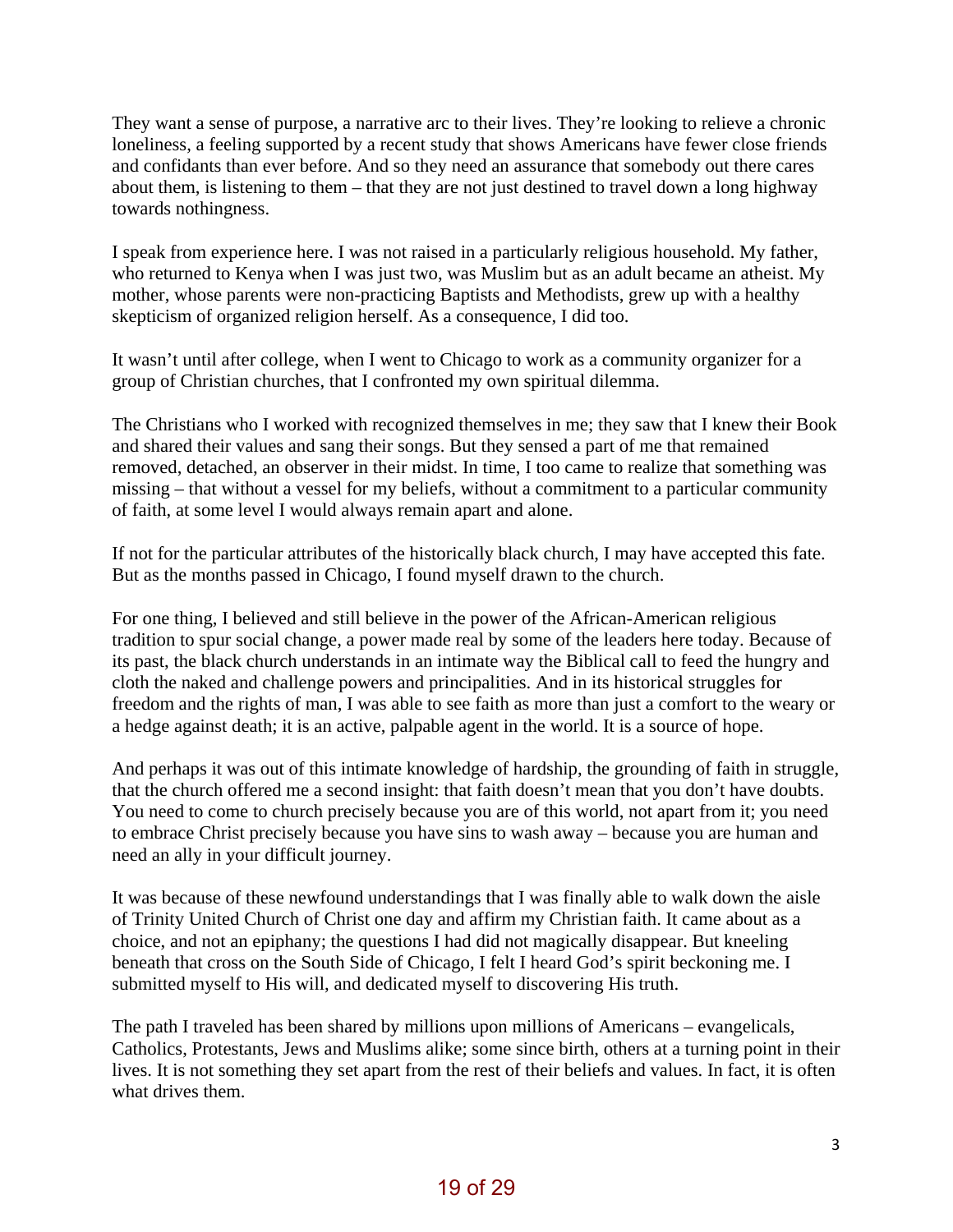They want a sense of purpose, a narrative arc to their lives. They're looking to relieve a chronic loneliness, a feeling supported by a recent study that shows Americans have fewer close friends and confidants than ever before. And so they need an assurance that somebody out there cares about them, is listening to them – that they are not just destined to travel down a long highway towards nothingness.

I speak from experience here. I was not raised in a particularly religious household. My father, who returned to Kenya when I was just two, was Muslim but as an adult became an atheist. My mother, whose parents were non-practicing Baptists and Methodists, grew up with a healthy skepticism of organized religion herself. As a consequence, I did too.

It wasn't until after college, when I went to Chicago to work as a community organizer for a group of Christian churches, that I confronted my own spiritual dilemma.

The Christians who I worked with recognized themselves in me; they saw that I knew their Book and shared their values and sang their songs. But they sensed a part of me that remained removed, detached, an observer in their midst. In time, I too came to realize that something was missing – that without a vessel for my beliefs, without a commitment to a particular community of faith, at some level I would always remain apart and alone.

If not for the particular attributes of the historically black church, I may have accepted this fate. But as the months passed in Chicago, I found myself drawn to the church.

For one thing, I believed and still believe in the power of the African-American religious tradition to spur social change, a power made real by some of the leaders here today. Because of its past, the black church understands in an intimate way the Biblical call to feed the hungry and cloth the naked and challenge powers and principalities. And in its historical struggles for freedom and the rights of man, I was able to see faith as more than just a comfort to the weary or a hedge against death; it is an active, palpable agent in the world. It is a source of hope.

And perhaps it was out of this intimate knowledge of hardship, the grounding of faith in struggle, that the church offered me a second insight: that faith doesn't mean that you don't have doubts. You need to come to church precisely because you are of this world, not apart from it; you need to embrace Christ precisely because you have sins to wash away – because you are human and need an ally in your difficult journey.

It was because of these newfound understandings that I was finally able to walk down the aisle of Trinity United Church of Christ one day and affirm my Christian faith. It came about as a choice, and not an epiphany; the questions I had did not magically disappear. But kneeling beneath that cross on the South Side of Chicago, I felt I heard God's spirit beckoning me. I submitted myself to His will, and dedicated myself to discovering His truth.

The path I traveled has been shared by millions upon millions of Americans – evangelicals, Catholics, Protestants, Jews and Muslims alike; some since birth, others at a turning point in their lives. It is not something they set apart from the rest of their beliefs and values. In fact, it is often what drives them.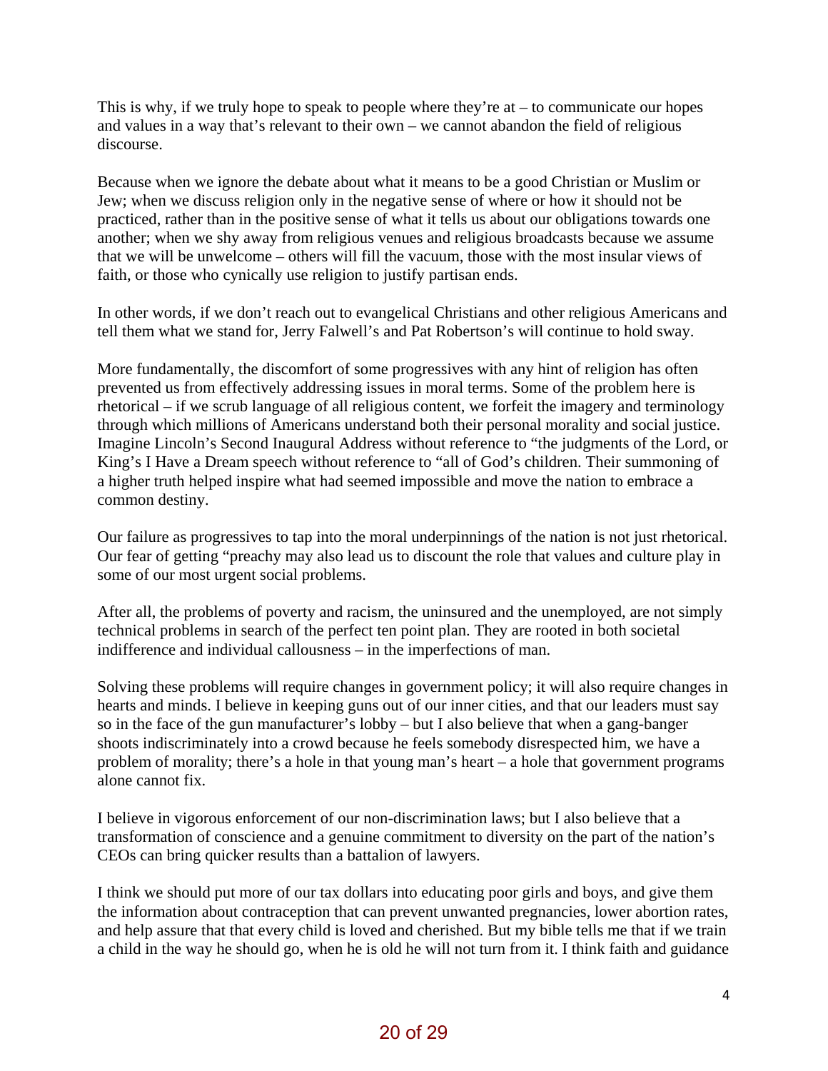This is why, if we truly hope to speak to people where they're at – to communicate our hopes and values in a way that's relevant to their own – we cannot abandon the field of religious discourse.

Because when we ignore the debate about what it means to be a good Christian or Muslim or Jew; when we discuss religion only in the negative sense of where or how it should not be practiced, rather than in the positive sense of what it tells us about our obligations towards one another; when we shy away from religious venues and religious broadcasts because we assume that we will be unwelcome – others will fill the vacuum, those with the most insular views of faith, or those who cynically use religion to justify partisan ends.

In other words, if we don't reach out to evangelical Christians and other religious Americans and tell them what we stand for, Jerry Falwell's and Pat Robertson's will continue to hold sway.

More fundamentally, the discomfort of some progressives with any hint of religion has often prevented us from effectively addressing issues in moral terms. Some of the problem here is rhetorical – if we scrub language of all religious content, we forfeit the imagery and terminology through which millions of Americans understand both their personal morality and social justice. Imagine Lincoln's Second Inaugural Address without reference to "the judgments of the Lord, or King's I Have a Dream speech without reference to "all of God's children. Their summoning of a higher truth helped inspire what had seemed impossible and move the nation to embrace a common destiny.

Our failure as progressives to tap into the moral underpinnings of the nation is not just rhetorical. Our fear of getting "preachy may also lead us to discount the role that values and culture play in some of our most urgent social problems.

After all, the problems of poverty and racism, the uninsured and the unemployed, are not simply technical problems in search of the perfect ten point plan. They are rooted in both societal indifference and individual callousness – in the imperfections of man.

Solving these problems will require changes in government policy; it will also require changes in hearts and minds. I believe in keeping guns out of our inner cities, and that our leaders must say so in the face of the gun manufacturer's lobby – but I also believe that when a gang-banger shoots indiscriminately into a crowd because he feels somebody disrespected him, we have a problem of morality; there's a hole in that young man's heart – a hole that government programs alone cannot fix.

I believe in vigorous enforcement of our non-discrimination laws; but I also believe that a transformation of conscience and a genuine commitment to diversity on the part of the nation's CEOs can bring quicker results than a battalion of lawyers.

I think we should put more of our tax dollars into educating poor girls and boys, and give them the information about contraception that can prevent unwanted pregnancies, lower abortion rates, and help assure that that every child is loved and cherished. But my bible tells me that if we train a child in the way he should go, when he is old he will not turn from it. I think faith and guidance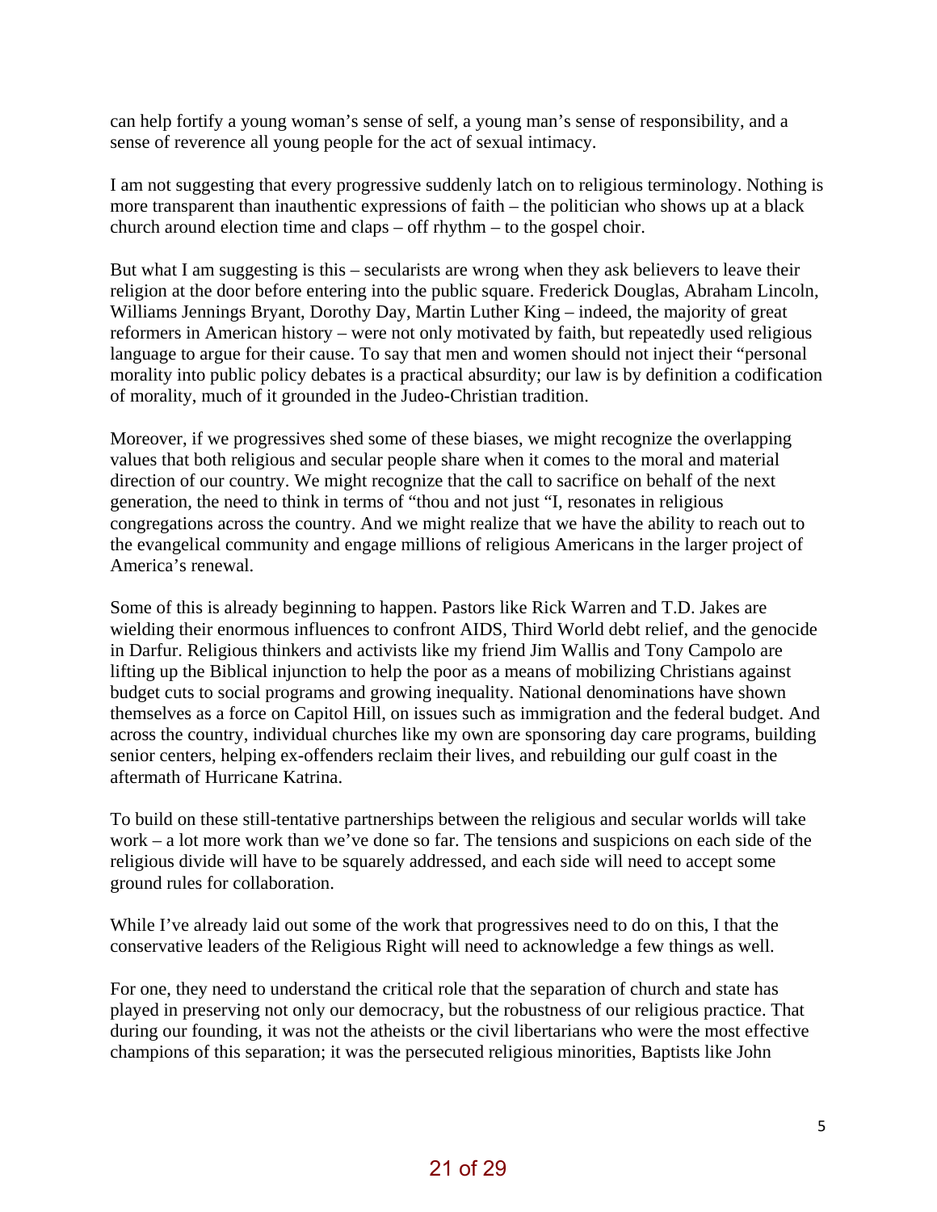can help fortify a young woman's sense of self, a young man's sense of responsibility, and a sense of reverence all young people for the act of sexual intimacy.

I am not suggesting that every progressive suddenly latch on to religious terminology. Nothing is more transparent than inauthentic expressions of faith – the politician who shows up at a black church around election time and claps – off rhythm – to the gospel choir.

But what I am suggesting is this – secularists are wrong when they ask believers to leave their religion at the door before entering into the public square. Frederick Douglas, Abraham Lincoln, Williams Jennings Bryant, Dorothy Day, Martin Luther King – indeed, the majority of great reformers in American history – were not only motivated by faith, but repeatedly used religious language to argue for their cause. To say that men and women should not inject their "personal morality into public policy debates is a practical absurdity; our law is by definition a codification of morality, much of it grounded in the Judeo-Christian tradition.

Moreover, if we progressives shed some of these biases, we might recognize the overlapping values that both religious and secular people share when it comes to the moral and material direction of our country. We might recognize that the call to sacrifice on behalf of the next generation, the need to think in terms of "thou and not just "I, resonates in religious congregations across the country. And we might realize that we have the ability to reach out to the evangelical community and engage millions of religious Americans in the larger project of America's renewal.

Some of this is already beginning to happen. Pastors like Rick Warren and T.D. Jakes are wielding their enormous influences to confront AIDS, Third World debt relief, and the genocide in Darfur. Religious thinkers and activists like my friend Jim Wallis and Tony Campolo are lifting up the Biblical injunction to help the poor as a means of mobilizing Christians against budget cuts to social programs and growing inequality. National denominations have shown themselves as a force on Capitol Hill, on issues such as immigration and the federal budget. And across the country, individual churches like my own are sponsoring day care programs, building senior centers, helping ex-offenders reclaim their lives, and rebuilding our gulf coast in the aftermath of Hurricane Katrina.

To build on these still-tentative partnerships between the religious and secular worlds will take work – a lot more work than we've done so far. The tensions and suspicions on each side of the religious divide will have to be squarely addressed, and each side will need to accept some ground rules for collaboration.

While I've already laid out some of the work that progressives need to do on this, I that the conservative leaders of the Religious Right will need to acknowledge a few things as well.

For one, they need to understand the critical role that the separation of church and state has played in preserving not only our democracy, but the robustness of our religious practice. That during our founding, it was not the atheists or the civil libertarians who were the most effective champions of this separation; it was the persecuted religious minorities, Baptists like John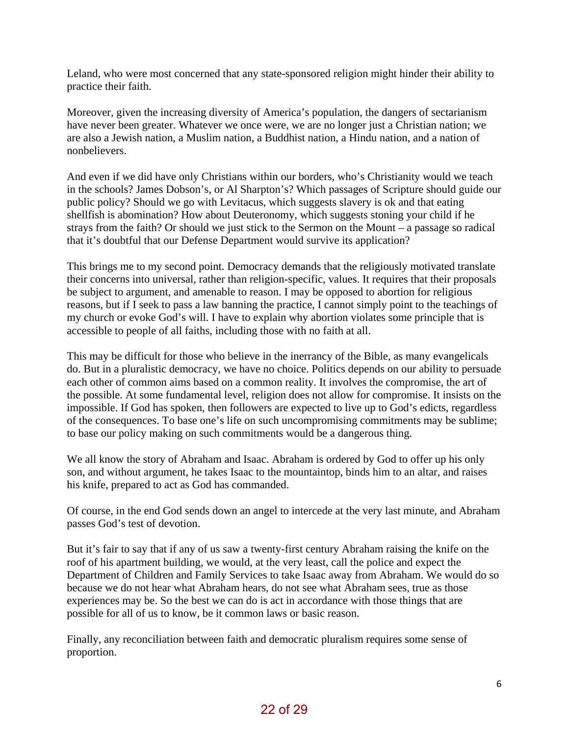Leland, who were most concerned that any state-sponsored religion might hinder their ability to practice their faith.

Moreover, given the increasing diversity of America's population, the dangers of sectarianism have never been greater. Whatever we once were, we are no longer just a Christian nation; we are also a Jewish nation, a Muslim nation, a Buddhist nation, a Hindu nation, and a nation of nonbelievers.

And even if we did have only Christians within our borders, who's Christianity would we teach in the schools? James Dobson's, or Al Sharpton's? Which passages of Scripture should guide our public policy? Should we go with Levitacus, which suggests slavery is ok and that eating shellfish is abomination? How about Deuteronomy, which suggests stoning your child if he strays from the faith? Or should we just stick to the Sermon on the Mount – a passage so radical that it's doubtful that our Defense Department would survive its application?

This brings me to my second point. Democracy demands that the religiously motivated translate their concerns into universal, rather than religion-specific, values. It requires that their proposals be subject to argument, and amenable to reason. I may be opposed to abortion for religious reasons, but if I seek to pass a law banning the practice, I cannot simply point to the teachings of my church or evoke God's will. I have to explain why abortion violates some principle that is accessible to people of all faiths, including those with no faith at all.

This may be difficult for those who believe in the inerrancy of the Bible, as many evangelicals do. But in a pluralistic democracy, we have no choice. Politics depends on our ability to persuade each other of common aims based on a common reality. It involves the compromise, the art of the possible. At some fundamental level, religion does not allow for compromise. It insists on the impossible. If God has spoken, then followers are expected to live up to God's edicts, regardless of the consequences. To base one's life on such uncompromising commitments may be sublime; to base our policy making on such commitments would be a dangerous thing.

We all know the story of Abraham and Isaac. Abraham is ordered by God to offer up his only son, and without argument, he takes Isaac to the mountaintop, binds him to an altar, and raises his knife, prepared to act as God has commanded.

Of course, in the end God sends down an angel to intercede at the very last minute, and Abraham passes God's test of devotion.

But it's fair to say that if any of us saw a twenty-first century Abraham raising the knife on the roof of his apartment building, we would, at the very least, call the police and expect the Department of Children and Family Services to take Isaac away from Abraham. We would do so because we do not hear what Abraham hears, do not see what Abraham sees, true as those experiences may be. So the best we can do is act in accordance with those things that are possible for all of us to know, be it common laws or basic reason.

Finally, any reconciliation between faith and democratic pluralism requires some sense of proportion.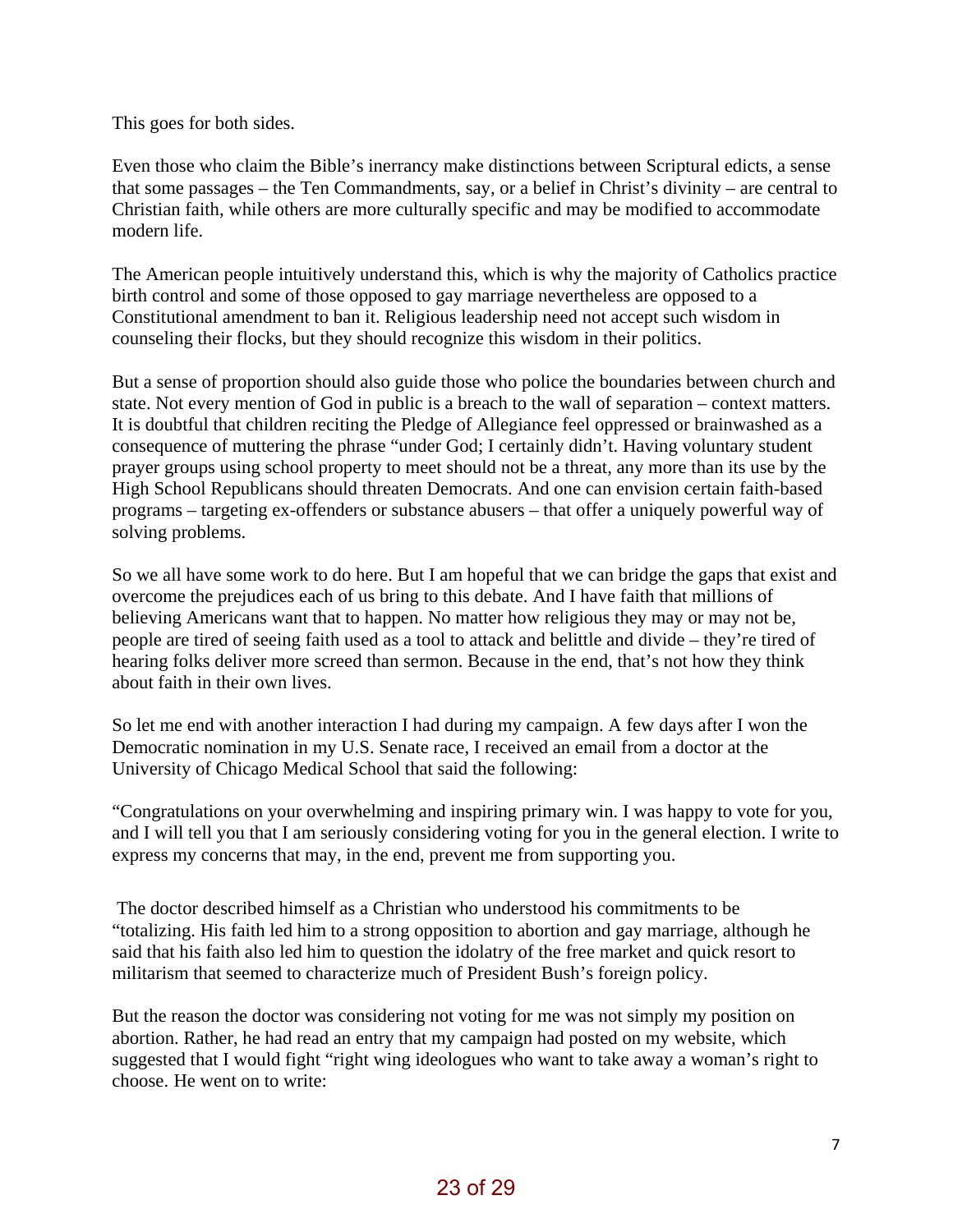This goes for both sides.

Even those who claim the Bible's inerrancy make distinctions between Scriptural edicts, a sense that some passages – the Ten Commandments, say, or a belief in Christ's divinity – are central to Christian faith, while others are more culturally specific and may be modified to accommodate modern life.

The American people intuitively understand this, which is why the majority of Catholics practice birth control and some of those opposed to gay marriage nevertheless are opposed to a Constitutional amendment to ban it. Religious leadership need not accept such wisdom in counseling their flocks, but they should recognize this wisdom in their politics.

But a sense of proportion should also guide those who police the boundaries between church and state. Not every mention of God in public is a breach to the wall of separation – context matters. It is doubtful that children reciting the Pledge of Allegiance feel oppressed or brainwashed as a consequence of muttering the phrase "under God; I certainly didn't. Having voluntary student prayer groups using school property to meet should not be a threat, any more than its use by the High School Republicans should threaten Democrats. And one can envision certain faith-based programs – targeting ex-offenders or substance abusers – that offer a uniquely powerful way of solving problems.

So we all have some work to do here. But I am hopeful that we can bridge the gaps that exist and overcome the prejudices each of us bring to this debate. And I have faith that millions of believing Americans want that to happen. No matter how religious they may or may not be, people are tired of seeing faith used as a tool to attack and belittle and divide – they're tired of hearing folks deliver more screed than sermon. Because in the end, that's not how they think about faith in their own lives.

So let me end with another interaction I had during my campaign. A few days after I won the Democratic nomination in my U.S. Senate race, I received an email from a doctor at the University of Chicago Medical School that said the following:

"Congratulations on your overwhelming and inspiring primary win. I was happy to vote for you, and I will tell you that I am seriously considering voting for you in the general election. I write to express my concerns that may, in the end, prevent me from supporting you.

The doctor described himself as a Christian who understood his commitments to be "totalizing. His faith led him to a strong opposition to abortion and gay marriage, although he said that his faith also led him to question the idolatry of the free market and quick resort to militarism that seemed to characterize much of President Bush's foreign policy.

But the reason the doctor was considering not voting for me was not simply my position on abortion. Rather, he had read an entry that my campaign had posted on my website, which suggested that I would fight "right wing ideologues who want to take away a woman's right to choose. He went on to write: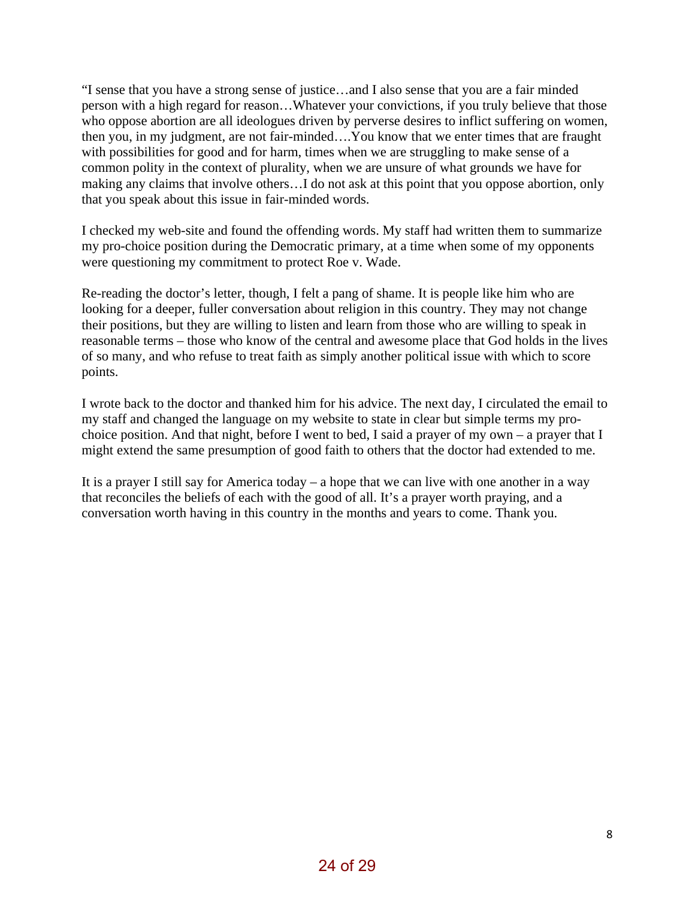"I sense that you have a strong sense of justice…and I also sense that you are a fair minded person with a high regard for reason…Whatever your convictions, if you truly believe that those who oppose abortion are all ideologues driven by perverse desires to inflict suffering on women, then you, in my judgment, are not fair-minded….You know that we enter times that are fraught with possibilities for good and for harm, times when we are struggling to make sense of a common polity in the context of plurality, when we are unsure of what grounds we have for making any claims that involve others…I do not ask at this point that you oppose abortion, only that you speak about this issue in fair-minded words.

I checked my web-site and found the offending words. My staff had written them to summarize my pro-choice position during the Democratic primary, at a time when some of my opponents were questioning my commitment to protect Roe v. Wade.

Re-reading the doctor's letter, though, I felt a pang of shame. It is people like him who are looking for a deeper, fuller conversation about religion in this country. They may not change their positions, but they are willing to listen and learn from those who are willing to speak in reasonable terms – those who know of the central and awesome place that God holds in the lives of so many, and who refuse to treat faith as simply another political issue with which to score points.

I wrote back to the doctor and thanked him for his advice. The next day, I circulated the email to my staff and changed the language on my website to state in clear but simple terms my pro-choice position. And that night, before I went to bed, I said a prayer of my own – a prayer that I might extend the same presumption of good faith to others that the doctor had extended to me.

It is a prayer I still say for America today – a hope that we can live with one another in a way that reconciles the beliefs of each with the good of all. It's a prayer worth praying, and a conversation worth having in this country in the months and years to come. Thank you.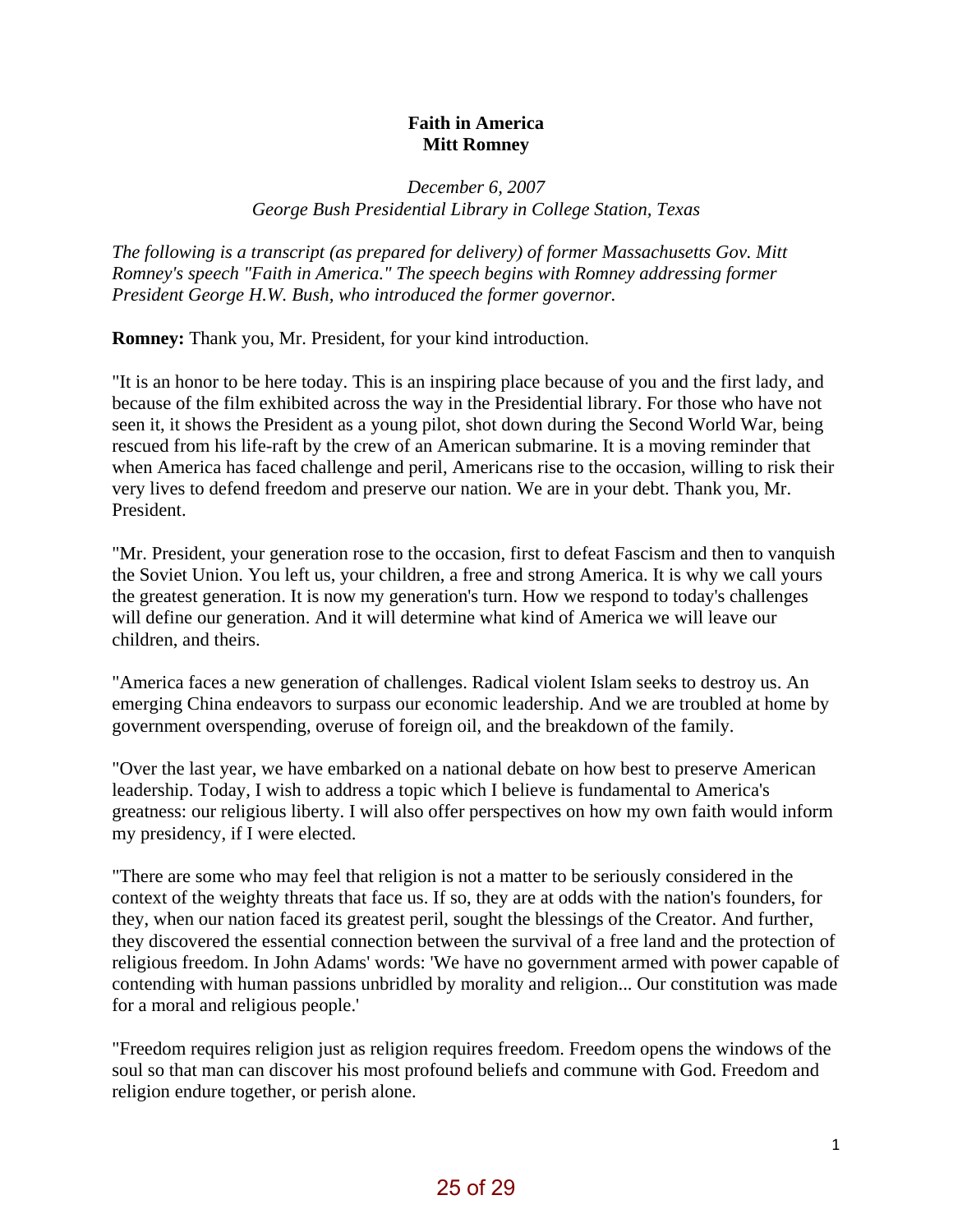**Faith in America**
**Mitt Romney**

*December 6, 2007*
*George Bush Presidential Library in College Station, Texas*

*The following is a transcript (as prepared for delivery) of former Massachusetts Gov. Mitt Romney's speech "Faith in America." The speech begins with Romney addressing former President George H.W. Bush, who introduced the former governor.*

**Romney:** Thank you, Mr. President, for your kind introduction.

"It is an honor to be here today. This is an inspiring place because of you and the first lady, and because of the film exhibited across the way in the Presidential library. For those who have not seen it, it shows the President as a young pilot, shot down during the Second World War, being rescued from his life-raft by the crew of an American submarine. It is a moving reminder that when America has faced challenge and peril, Americans rise to the occasion, willing to risk their very lives to defend freedom and preserve our nation. We are in your debt. Thank you, Mr. President.

"Mr. President, your generation rose to the occasion, first to defeat Fascism and then to vanquish the Soviet Union. You left us, your children, a free and strong America. It is why we call yours the greatest generation. It is now my generation's turn. How we respond to today's challenges will define our generation. And it will determine what kind of America we will leave our children, and theirs.

"America faces a new generation of challenges. Radical violent Islam seeks to destroy us. An emerging China endeavors to surpass our economic leadership. And we are troubled at home by government overspending, overuse of foreign oil, and the breakdown of the family.

"Over the last year, we have embarked on a national debate on how best to preserve American leadership. Today, I wish to address a topic which I believe is fundamental to America's greatness: our religious liberty. I will also offer perspectives on how my own faith would inform my presidency, if I were elected.

"There are some who may feel that religion is not a matter to be seriously considered in the context of the weighty threats that face us. If so, they are at odds with the nation's founders, for they, when our nation faced its greatest peril, sought the blessings of the Creator. And further, they discovered the essential connection between the survival of a free land and the protection of religious freedom. In John Adams' words: 'We have no government armed with power capable of contending with human passions unbridled by morality and religion... Our constitution was made for a moral and religious people.'

"Freedom requires religion just as religion requires freedom. Freedom opens the windows of the soul so that man can discover his most profound beliefs and commune with God. Freedom and religion endure together, or perish alone.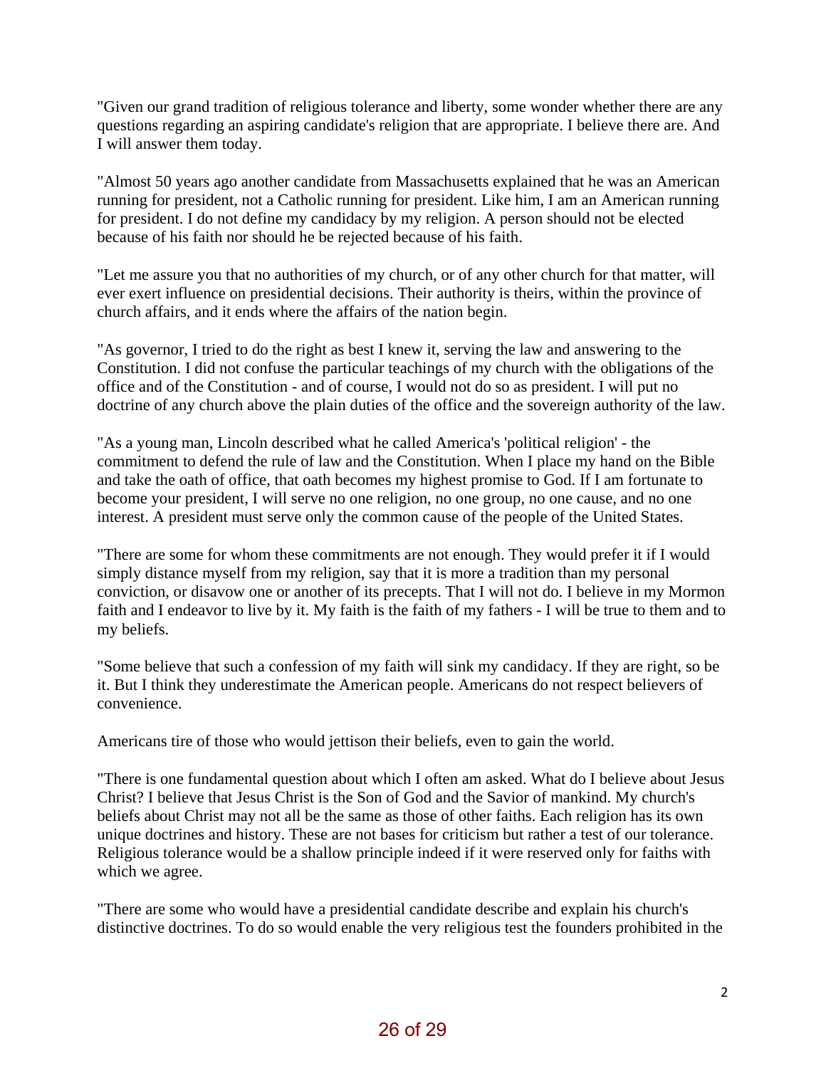"Given our grand tradition of religious tolerance and liberty, some wonder whether there are any questions regarding an aspiring candidate's religion that are appropriate. I believe there are. And I will answer them today.

"Almost 50 years ago another candidate from Massachusetts explained that he was an American running for president, not a Catholic running for president. Like him, I am an American running for president. I do not define my candidacy by my religion. A person should not be elected because of his faith nor should he be rejected because of his faith.

"Let me assure you that no authorities of my church, or of any other church for that matter, will ever exert influence on presidential decisions. Their authority is theirs, within the province of church affairs, and it ends where the affairs of the nation begin.

"As governor, I tried to do the right as best I knew it, serving the law and answering to the Constitution. I did not confuse the particular teachings of my church with the obligations of the office and of the Constitution - and of course, I would not do so as president. I will put no doctrine of any church above the plain duties of the office and the sovereign authority of the law.

"As a young man, Lincoln described what he called America's 'political religion' - the commitment to defend the rule of law and the Constitution. When I place my hand on the Bible and take the oath of office, that oath becomes my highest promise to God. If I am fortunate to become your president, I will serve no one religion, no one group, no one cause, and no one interest. A president must serve only the common cause of the people of the United States.

"There are some for whom these commitments are not enough. They would prefer it if I would simply distance myself from my religion, say that it is more a tradition than my personal conviction, or disavow one or another of its precepts. That I will not do. I believe in my Mormon faith and I endeavor to live by it. My faith is the faith of my fathers - I will be true to them and to my beliefs.

"Some believe that such a confession of my faith will sink my candidacy. If they are right, so be it. But I think they underestimate the American people. Americans do not respect believers of convenience.

Americans tire of those who would jettison their beliefs, even to gain the world.

"There is one fundamental question about which I often am asked. What do I believe about Jesus Christ? I believe that Jesus Christ is the Son of God and the Savior of mankind. My church's beliefs about Christ may not all be the same as those of other faiths. Each religion has its own unique doctrines and history. These are not bases for criticism but rather a test of our tolerance. Religious tolerance would be a shallow principle indeed if it were reserved only for faiths with which we agree.

"There are some who would have a presidential candidate describe and explain his church's distinctive doctrines. To do so would enable the very religious test the founders prohibited in the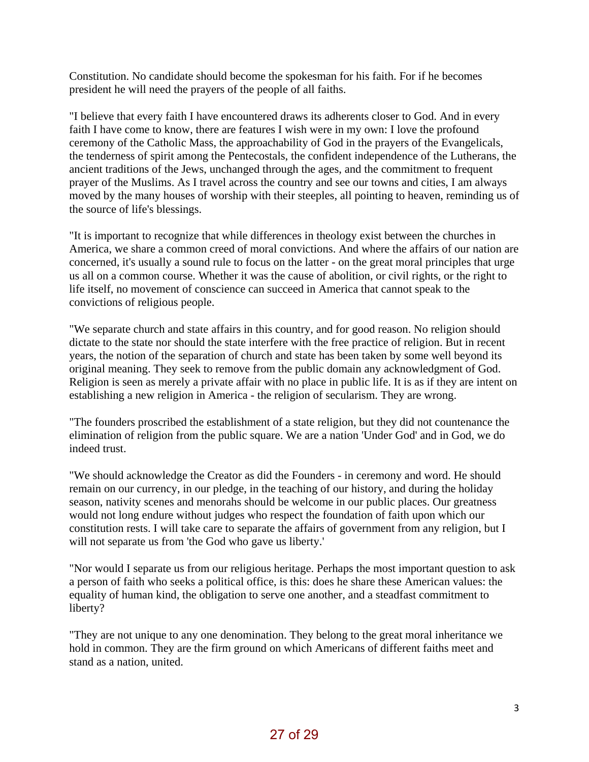Constitution. No candidate should become the spokesman for his faith. For if he becomes president he will need the prayers of the people of all faiths.

"I believe that every faith I have encountered draws its adherents closer to God. And in every faith I have come to know, there are features I wish were in my own: I love the profound ceremony of the Catholic Mass, the approachability of God in the prayers of the Evangelicals, the tenderness of spirit among the Pentecostals, the confident independence of the Lutherans, the ancient traditions of the Jews, unchanged through the ages, and the commitment to frequent prayer of the Muslims. As I travel across the country and see our towns and cities, I am always moved by the many houses of worship with their steeples, all pointing to heaven, reminding us of the source of life's blessings.

"It is important to recognize that while differences in theology exist between the churches in America, we share a common creed of moral convictions. And where the affairs of our nation are concerned, it's usually a sound rule to focus on the latter - on the great moral principles that urge us all on a common course. Whether it was the cause of abolition, or civil rights, or the right to life itself, no movement of conscience can succeed in America that cannot speak to the convictions of religious people.

"We separate church and state affairs in this country, and for good reason. No religion should dictate to the state nor should the state interfere with the free practice of religion. But in recent years, the notion of the separation of church and state has been taken by some well beyond its original meaning. They seek to remove from the public domain any acknowledgment of God. Religion is seen as merely a private affair with no place in public life. It is as if they are intent on establishing a new religion in America - the religion of secularism. They are wrong.

"The founders proscribed the establishment of a state religion, but they did not countenance the elimination of religion from the public square. We are a nation 'Under God' and in God, we do indeed trust.

"We should acknowledge the Creator as did the Founders - in ceremony and word. He should remain on our currency, in our pledge, in the teaching of our history, and during the holiday season, nativity scenes and menorahs should be welcome in our public places. Our greatness would not long endure without judges who respect the foundation of faith upon which our constitution rests. I will take care to separate the affairs of government from any religion, but I will not separate us from 'the God who gave us liberty.'

"Nor would I separate us from our religious heritage. Perhaps the most important question to ask a person of faith who seeks a political office, is this: does he share these American values: the equality of human kind, the obligation to serve one another, and a steadfast commitment to liberty?

"They are not unique to any one denomination. They belong to the great moral inheritance we hold in common. They are the firm ground on which Americans of different faiths meet and stand as a nation, united.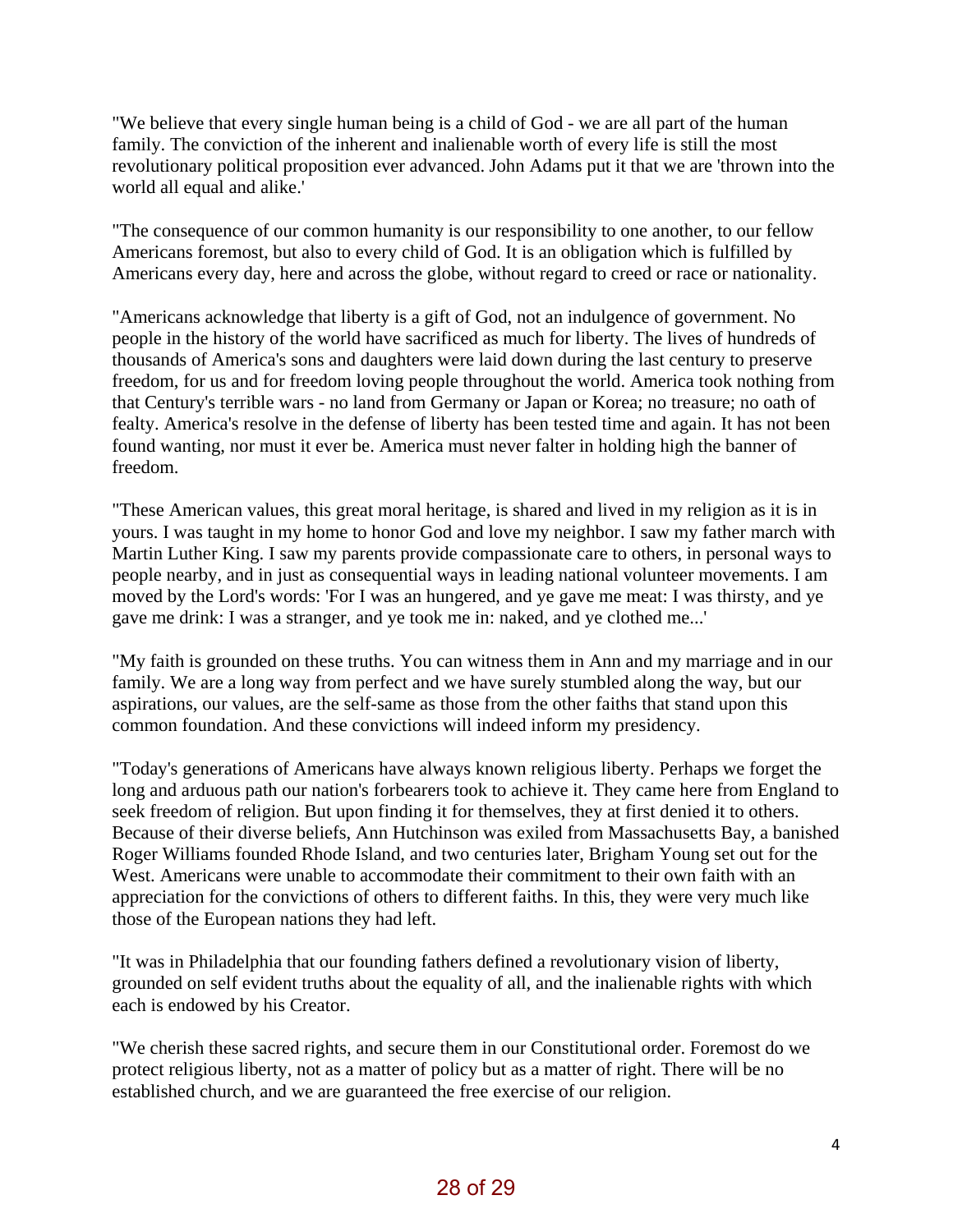"We believe that every single human being is a child of God - we are all part of the human family. The conviction of the inherent and inalienable worth of every life is still the most revolutionary political proposition ever advanced. John Adams put it that we are 'thrown into the world all equal and alike.'

"The consequence of our common humanity is our responsibility to one another, to our fellow Americans foremost, but also to every child of God. It is an obligation which is fulfilled by Americans every day, here and across the globe, without regard to creed or race or nationality.

"Americans acknowledge that liberty is a gift of God, not an indulgence of government. No people in the history of the world have sacrificed as much for liberty. The lives of hundreds of thousands of America's sons and daughters were laid down during the last century to preserve freedom, for us and for freedom loving people throughout the world. America took nothing from that Century's terrible wars - no land from Germany or Japan or Korea; no treasure; no oath of fealty. America's resolve in the defense of liberty has been tested time and again. It has not been found wanting, nor must it ever be. America must never falter in holding high the banner of freedom.

"These American values, this great moral heritage, is shared and lived in my religion as it is in yours. I was taught in my home to honor God and love my neighbor. I saw my father march with Martin Luther King. I saw my parents provide compassionate care to others, in personal ways to people nearby, and in just as consequential ways in leading national volunteer movements. I am moved by the Lord's words: 'For I was an hungered, and ye gave me meat: I was thirsty, and ye gave me drink: I was a stranger, and ye took me in: naked, and ye clothed me...'

"My faith is grounded on these truths. You can witness them in Ann and my marriage and in our family. We are a long way from perfect and we have surely stumbled along the way, but our aspirations, our values, are the self-same as those from the other faiths that stand upon this common foundation. And these convictions will indeed inform my presidency.

"Today's generations of Americans have always known religious liberty. Perhaps we forget the long and arduous path our nation's forbearers took to achieve it. They came here from England to seek freedom of religion. But upon finding it for themselves, they at first denied it to others. Because of their diverse beliefs, Ann Hutchinson was exiled from Massachusetts Bay, a banished Roger Williams founded Rhode Island, and two centuries later, Brigham Young set out for the West. Americans were unable to accommodate their commitment to their own faith with an appreciation for the convictions of others to different faiths. In this, they were very much like those of the European nations they had left.

"It was in Philadelphia that our founding fathers defined a revolutionary vision of liberty, grounded on self evident truths about the equality of all, and the inalienable rights with which each is endowed by his Creator.

"We cherish these sacred rights, and secure them in our Constitutional order. Foremost do we protect religious liberty, not as a matter of policy but as a matter of right. There will be no established church, and we are guaranteed the free exercise of our religion.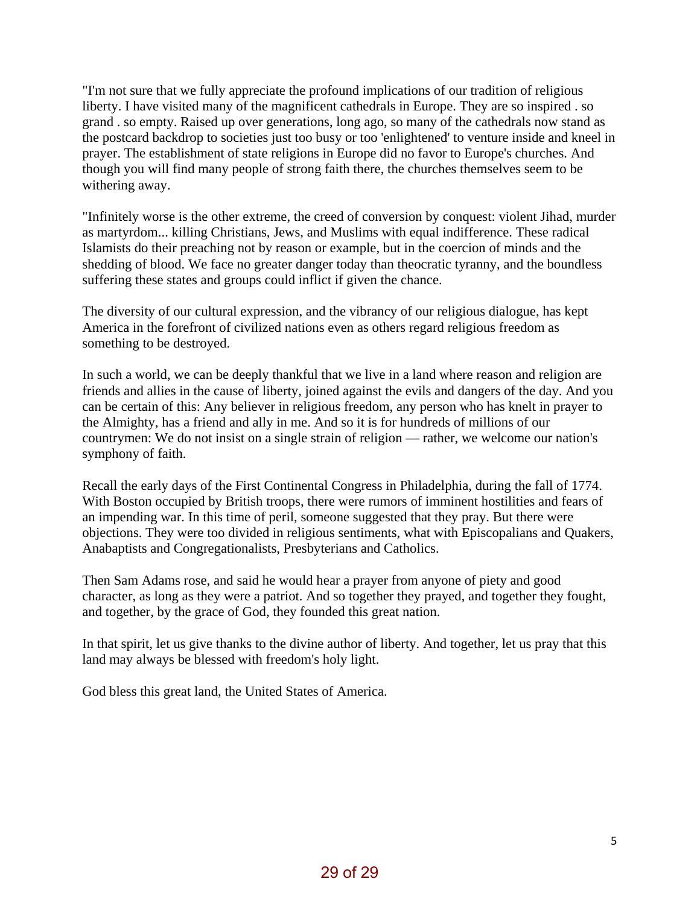"I'm not sure that we fully appreciate the profound implications of our tradition of religious liberty. I have visited many of the magnificent cathedrals in Europe. They are so inspired . so grand . so empty. Raised up over generations, long ago, so many of the cathedrals now stand as the postcard backdrop to societies just too busy or too 'enlightened' to venture inside and kneel in prayer. The establishment of state religions in Europe did no favor to Europe's churches. And though you will find many people of strong faith there, the churches themselves seem to be withering away.

"Infinitely worse is the other extreme, the creed of conversion by conquest: violent Jihad, murder as martyrdom... killing Christians, Jews, and Muslims with equal indifference. These radical Islamists do their preaching not by reason or example, but in the coercion of minds and the shedding of blood. We face no greater danger today than theocratic tyranny, and the boundless suffering these states and groups could inflict if given the chance.

The diversity of our cultural expression, and the vibrancy of our religious dialogue, has kept America in the forefront of civilized nations even as others regard religious freedom as something to be destroyed.

In such a world, we can be deeply thankful that we live in a land where reason and religion are friends and allies in the cause of liberty, joined against the evils and dangers of the day. And you can be certain of this: Any believer in religious freedom, any person who has knelt in prayer to the Almighty, has a friend and ally in me. And so it is for hundreds of millions of our countrymen: We do not insist on a single strain of religion — rather, we welcome our nation's symphony of faith.

Recall the early days of the First Continental Congress in Philadelphia, during the fall of 1774. With Boston occupied by British troops, there were rumors of imminent hostilities and fears of an impending war. In this time of peril, someone suggested that they pray. But there were objections. They were too divided in religious sentiments, what with Episcopalians and Quakers, Anabaptists and Congregationalists, Presbyterians and Catholics.

Then Sam Adams rose, and said he would hear a prayer from anyone of piety and good character, as long as they were a patriot. And so together they prayed, and together they fought, and together, by the grace of God, they founded this great nation.

In that spirit, let us give thanks to the divine author of liberty. And together, let us pray that this land may always be blessed with freedom's holy light.

God bless this great land, the United States of America.